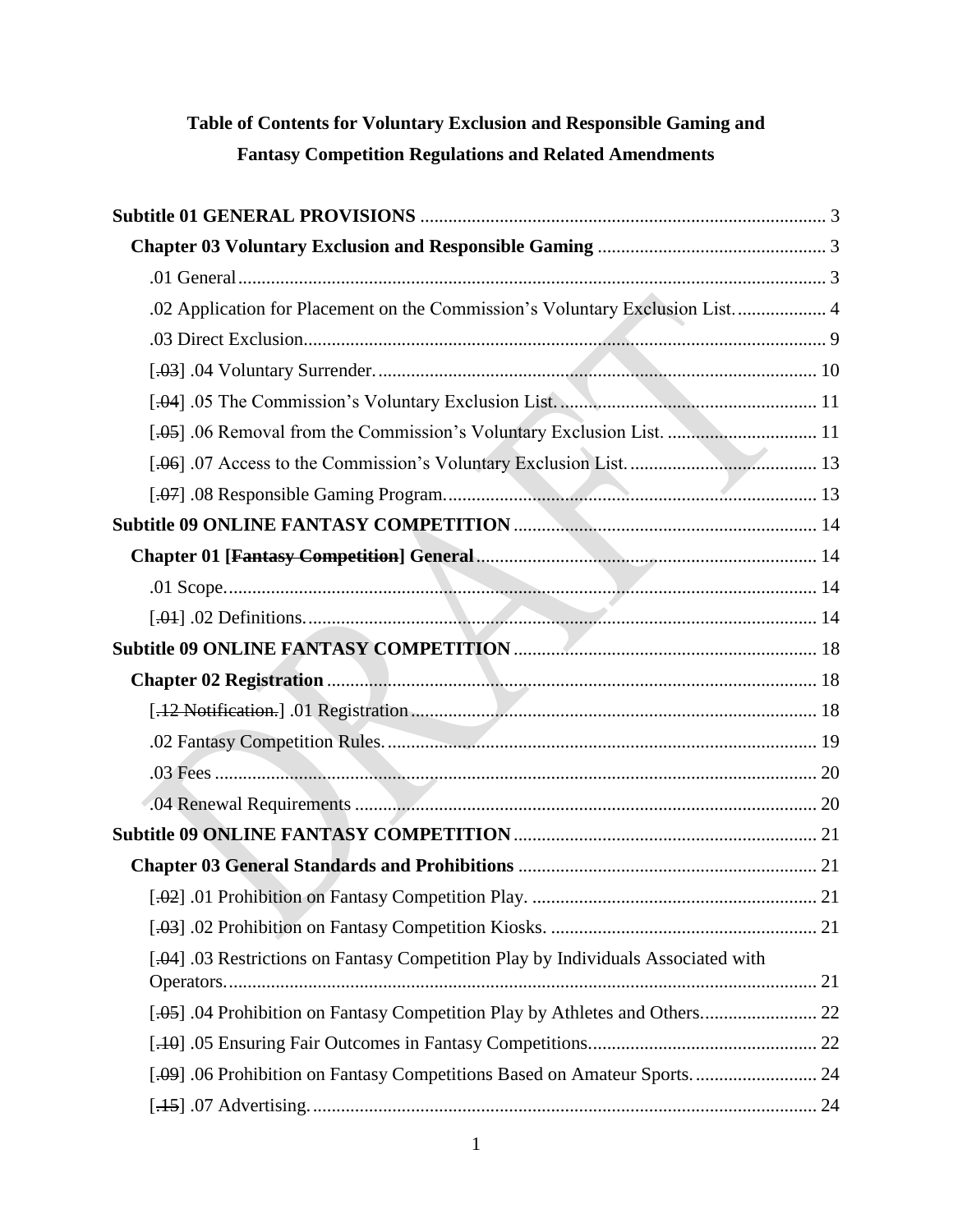**Table of Contents for Voluntary Exclusion and Responsible Gaming and Fantasy Competition Regulations and Related Amendments**

**Subtitle 01 GENERAL PROVISIONS** ..... 3

**Chapter 03 Voluntary Exclusion and Responsible Gaming** ..... 3

.01 General ..... 3

.02 Application for Placement on the Commission's Voluntary Exclusion List. ..... 4

.03 Direct Exclusion ..... 9

[~~.03~~] .04 Voluntary Surrender. ..... 10

[~~.04~~] .05 The Commission's Voluntary Exclusion List. ..... 11

[~~.05~~] .06 Removal from the Commission's Voluntary Exclusion List. ..... 11

[~~.06~~] .07 Access to the Commission's Voluntary Exclusion List. ..... 13

[~~.07~~] .08 Responsible Gaming Program. ..... 13

**Subtitle 09 ONLINE FANTASY COMPETITION** ..... 14

**Chapter 01 [~~Fantasy Competition~~] General** ..... 14

.01 Scope. ..... 14

[~~.01~~] .02 Definitions. ..... 14

**Subtitle 09 ONLINE FANTASY COMPETITION** ..... 18

**Chapter 02 Registration** ..... 18

[~~.12 Notification.~~] .01 Registration ..... 18

.02 Fantasy Competition Rules. ..... 19

.03 Fees ..... 20

.04 Renewal Requirements ..... 20

**Subtitle 09 ONLINE FANTASY COMPETITION** ..... 21

**Chapter 03 General Standards and Prohibitions** ..... 21

[~~.02~~] .01 Prohibition on Fantasy Competition Play. ..... 21

[~~.03~~] .02 Prohibition on Fantasy Competition Kiosks. ..... 21

[~~.04~~] .03 Restrictions on Fantasy Competition Play by Individuals Associated with Operators. ..... 21

[~~.05~~] .04 Prohibition on Fantasy Competition Play by Athletes and Others. ..... 22

[~~.10~~] .05 Ensuring Fair Outcomes in Fantasy Competitions. ..... 22

[~~.09~~] .06 Prohibition on Fantasy Competitions Based on Amateur Sports. ..... 24

[~~.15~~] .07 Advertising. ..... 24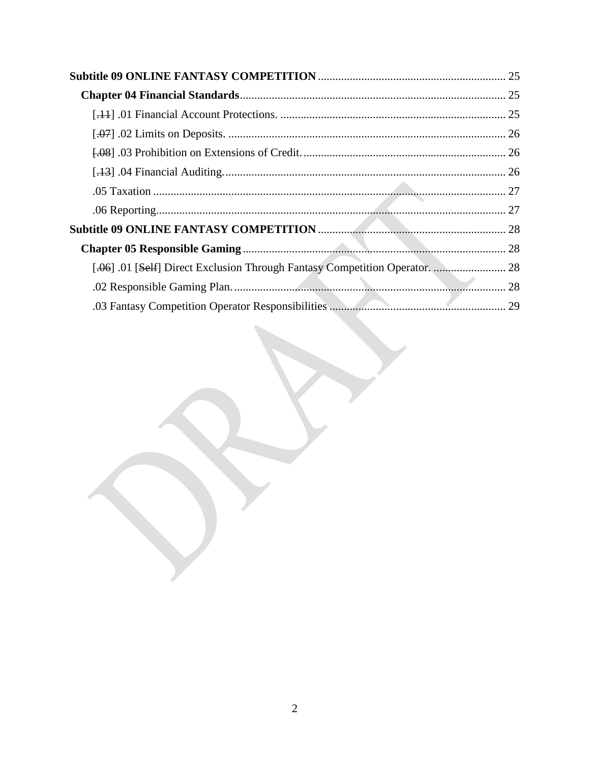**Subtitle 09 ONLINE FANTASY COMPETITION** ................................................................ 25

**Chapter 04 Financial Standards** ........................................................................................... 25

[~~.11~~] .01 Financial Account Protections. ............................................................................. 25

[~~.07~~] .02 Limits on Deposits. ............................................................................................... 26

[~~.08~~] .03 Prohibition on Extensions of Credit. ..................................................................... 26

[~~.13~~] .04 Financial Auditing. ................................................................................................ 26

.05 Taxation ........................................................................................................................ 27

.06 Reporting ....................................................................................................................... 27

**Subtitle 09 ONLINE FANTASY COMPETITION** ................................................................ 28

**Chapter 05 Responsible Gaming** ........................................................................................... 28

[~~.06~~] .01 [~~Self~~] Direct Exclusion Through Fantasy Competition Operator. ......................... 28

.02 Responsible Gaming Plan. .............................................................................................. 28

.03 Fantasy Competition Operator Responsibilities ............................................................ 29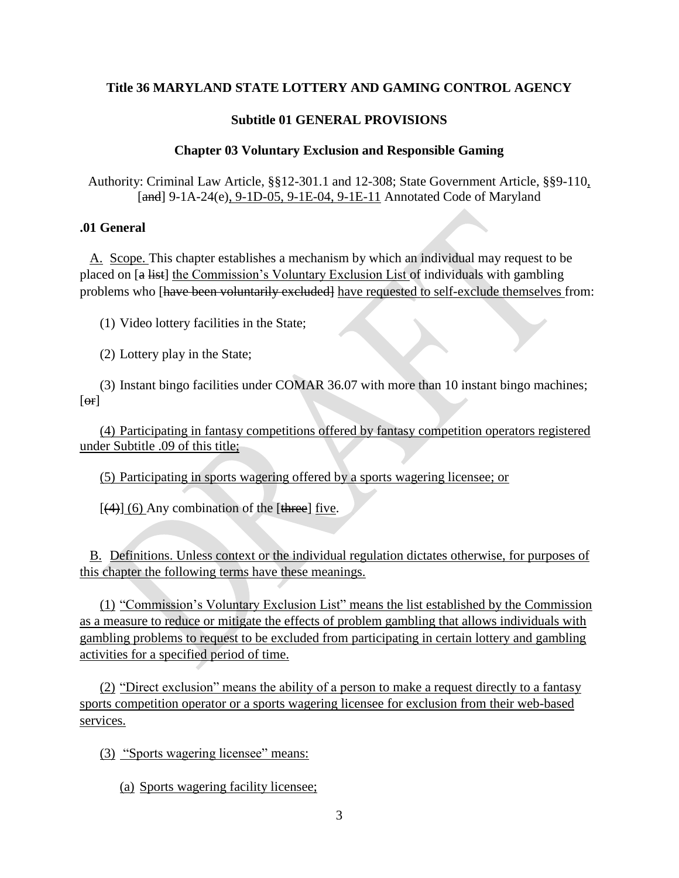**Title 36 MARYLAND STATE LOTTERY AND GAMING CONTROL AGENCY**

**Subtitle 01 GENERAL PROVISIONS**

**Chapter 03 Voluntary Exclusion and Responsible Gaming**

Authority: Criminal Law Article, §§12-301.1 and 12-308; State Government Article, §§9-110, [and] 9-1A-24(e), 9-1D-05, 9-1E-04, 9-1E-11 Annotated Code of Maryland

**.01 General**

A. Scope. This chapter establishes a mechanism by which an individual may request to be placed on [a list] the Commission's Voluntary Exclusion List of individuals with gambling problems who [have been voluntarily excluded] have requested to self-exclude themselves from:

(1) Video lottery facilities in the State;

(2) Lottery play in the State;

(3) Instant bingo facilities under COMAR 36.07 with more than 10 instant bingo machines; [or]

(4) Participating in fantasy competitions offered by fantasy competition operators registered under Subtitle .09 of this title;

(5) Participating in sports wagering offered by a sports wagering licensee; or

[(4)] (6) Any combination of the [three] five.

B. Definitions. Unless context or the individual regulation dictates otherwise, for purposes of this chapter the following terms have these meanings.

(1) "Commission's Voluntary Exclusion List" means the list established by the Commission as a measure to reduce or mitigate the effects of problem gambling that allows individuals with gambling problems to request to be excluded from participating in certain lottery and gambling activities for a specified period of time.

(2) "Direct exclusion" means the ability of a person to make a request directly to a fantasy sports competition operator or a sports wagering licensee for exclusion from their web-based services.

(3) "Sports wagering licensee" means:

(a) Sports wagering facility licensee;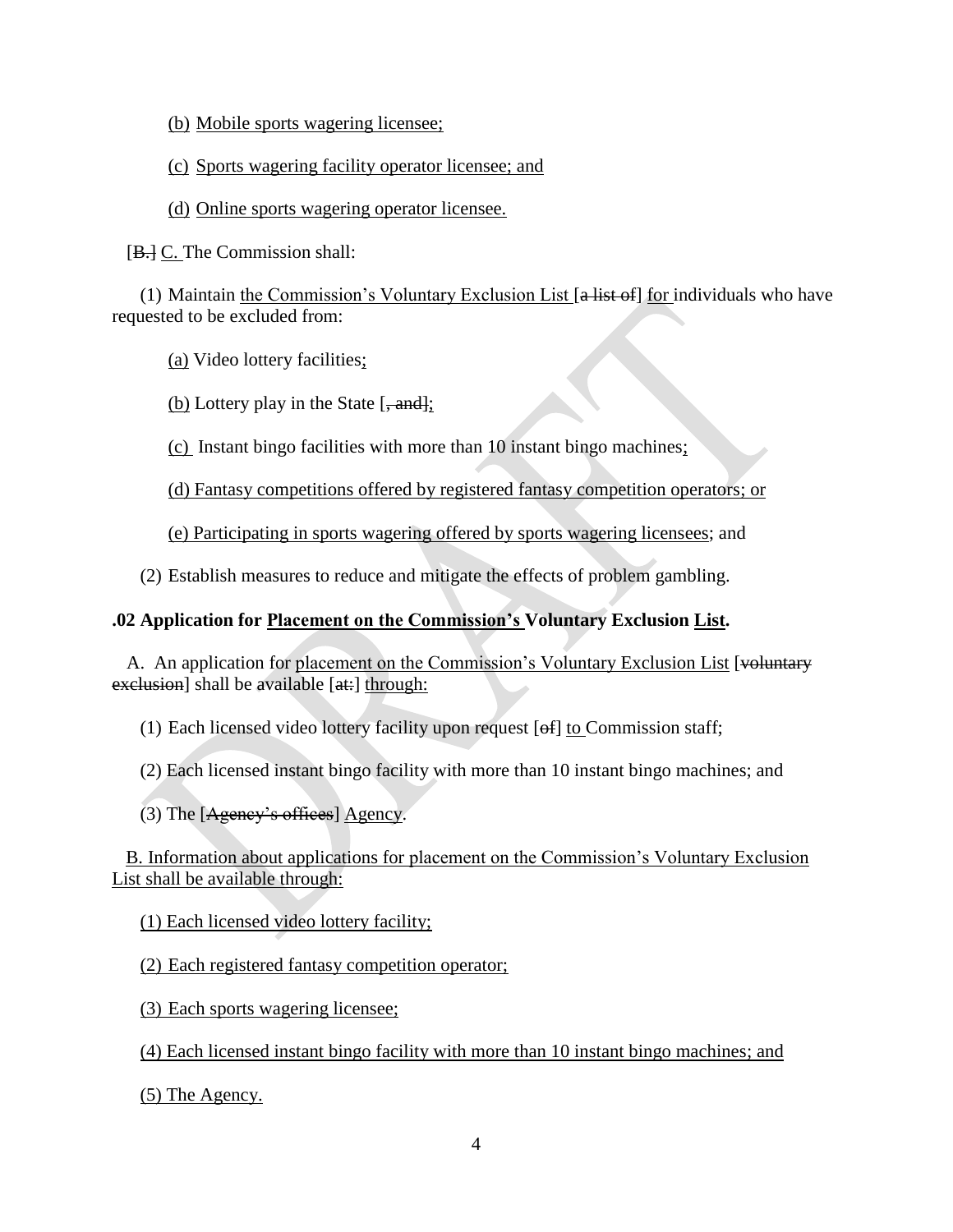(b) Mobile sports wagering licensee;

(c) Sports wagering facility operator licensee; and

(d) Online sports wagering operator licensee.

[B.] C. The Commission shall:

(1) Maintain the Commission's Voluntary Exclusion List [a list of] for individuals who have requested to be excluded from:

(a) Video lottery facilities;

(b) Lottery play in the State [, and];

(c) Instant bingo facilities with more than 10 instant bingo machines;

(d) Fantasy competitions offered by registered fantasy competition operators; or

(e) Participating in sports wagering offered by sports wagering licensees; and

(2) Establish measures to reduce and mitigate the effects of problem gambling.

**.02 Application for Placement on the Commission's Voluntary Exclusion List.**

A. An application for placement on the Commission's Voluntary Exclusion List [voluntary exclusion] shall be available [at:] through:

(1) Each licensed video lottery facility upon request [of] to Commission staff;

(2) Each licensed instant bingo facility with more than 10 instant bingo machines; and

(3) The [Agency's offices] Agency.

B. Information about applications for placement on the Commission's Voluntary Exclusion List shall be available through:

(1) Each licensed video lottery facility;

(2) Each registered fantasy competition operator;

(3) Each sports wagering licensee;

(4) Each licensed instant bingo facility with more than 10 instant bingo machines; and

(5) The Agency.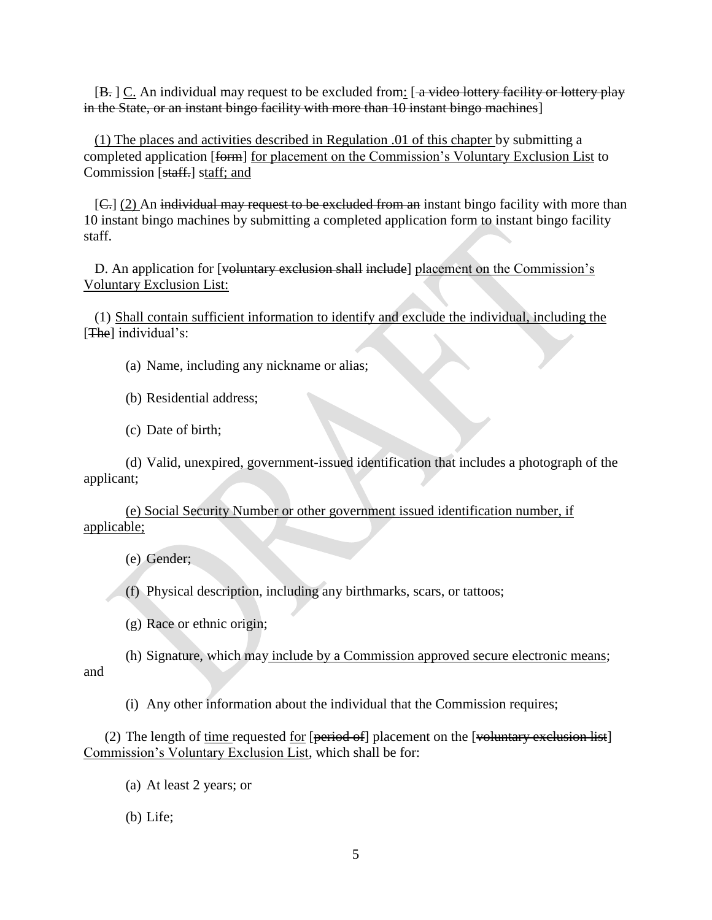[~~B.~~ ] <u>C.</u> An individual may request to be excluded from<u>:</u> [ ~~a video lottery facility or lottery play in the State, or an instant bingo facility with more than 10 instant bingo machines~~]

<u>(1) The places and activities described in Regulation .01 of this chapter</u> by submitting a completed application [~~form~~] <u>for placement on the Commission's Voluntary Exclusion List</u> to Commission [~~staff.~~] <u>staff; and</u>

[~~C.~~] <u>(2)</u> An ~~individual may request to be excluded from an~~ instant bingo facility with more than 10 instant bingo machines by submitting a completed application form to instant bingo facility staff.

D. An application for [~~voluntary exclusion shall include~~] <u>placement on the Commission's Voluntary Exclusion List:</u>

(1) <u>Shall contain sufficient information to identify and exclude the individual, including the</u> [~~The~~] individual's:

(a) Name, including any nickname or alias;

(b) Residential address;

(c) Date of birth;

(d) Valid, unexpired, government-issued identification that includes a photograph of the applicant;

<u>(e) Social Security Number or other government issued identification number, if applicable;</u>

(e) Gender;

(f) Physical description, including any birthmarks, scars, or tattoos;

(g) Race or ethnic origin;

(h) Signature, which may <u>include by a Commission approved secure electronic means</u>; and

(i) Any other information about the individual that the Commission requires;

(2) The length of <u>time</u> requested <u>for</u> [~~period of~~] placement on the [~~voluntary exclusion list~~] <u>Commission's Voluntary Exclusion List</u>, which shall be for:

(a) At least 2 years; or

(b) Life;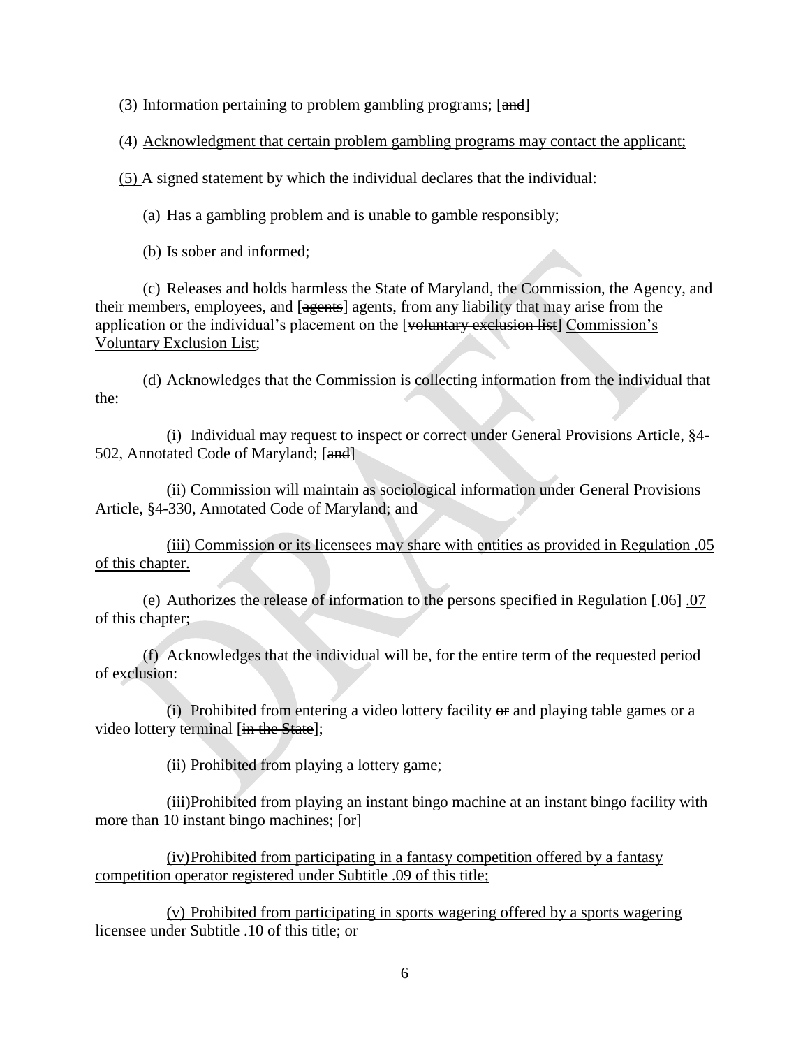(3) Information pertaining to problem gambling programs; [~~and~~]

(4) Acknowledgment that certain problem gambling programs may contact the applicant;

(5) A signed statement by which the individual declares that the individual:

(a) Has a gambling problem and is unable to gamble responsibly;

(b) Is sober and informed;

(c) Releases and holds harmless the State of Maryland, the Commission, the Agency, and their members, employees, and [~~agents~~] agents, from any liability that may arise from the application or the individual's placement on the [~~voluntary exclusion list~~] Commission's Voluntary Exclusion List;

(d) Acknowledges that the Commission is collecting information from the individual that the:

(i) Individual may request to inspect or correct under General Provisions Article, §4-502, Annotated Code of Maryland; [~~and~~]

(ii) Commission will maintain as sociological information under General Provisions Article, §4-330, Annotated Code of Maryland; and

(iii) Commission or its licensees may share with entities as provided in Regulation .05 of this chapter.

(e) Authorizes the release of information to the persons specified in Regulation [~~.06~~] .07 of this chapter;

(f) Acknowledges that the individual will be, for the entire term of the requested period of exclusion:

(i) Prohibited from entering a video lottery facility ~~or~~ and playing table games or a video lottery terminal [~~in the State~~];

(ii) Prohibited from playing a lottery game;

(iii) Prohibited from playing an instant bingo machine at an instant bingo facility with more than 10 instant bingo machines; [~~or~~]

(iv) Prohibited from participating in a fantasy competition offered by a fantasy competition operator registered under Subtitle .09 of this title;

(v) Prohibited from participating in sports wagering offered by a sports wagering licensee under Subtitle .10 of this title; or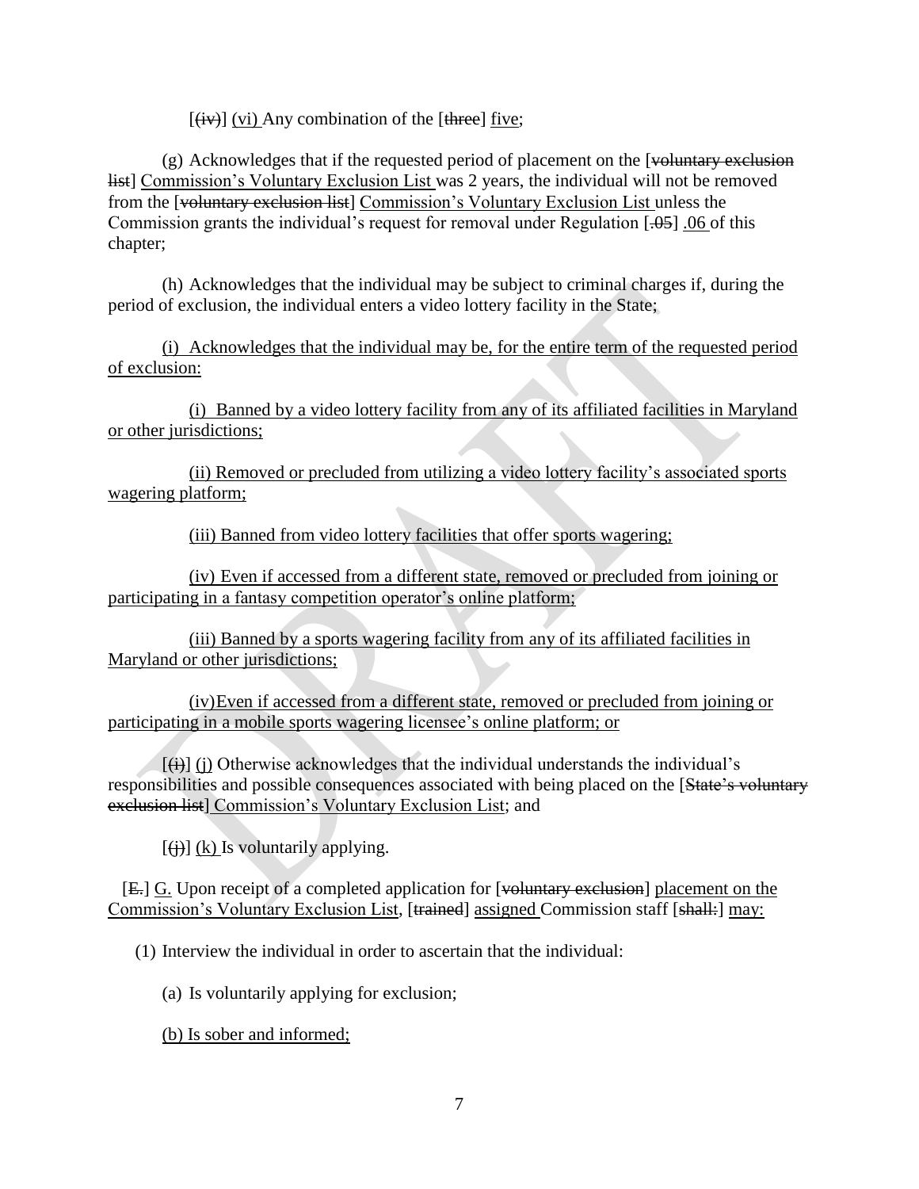[(iv)] (vi) Any combination of the [three] five;

(g) Acknowledges that if the requested period of placement on the [voluntary exclusion list] Commission's Voluntary Exclusion List was 2 years, the individual will not be removed from the [voluntary exclusion list] Commission's Voluntary Exclusion List unless the Commission grants the individual's request for removal under Regulation [.05] .06 of this chapter;

(h) Acknowledges that the individual may be subject to criminal charges if, during the period of exclusion, the individual enters a video lottery facility in the State;

(i) Acknowledges that the individual may be, for the entire term of the requested period of exclusion:

(i) Banned by a video lottery facility from any of its affiliated facilities in Maryland or other jurisdictions;

(ii) Removed or precluded from utilizing a video lottery facility's associated sports wagering platform;

(iii) Banned from video lottery facilities that offer sports wagering;

(iv) Even if accessed from a different state, removed or precluded from joining or participating in a fantasy competition operator's online platform;

(iii) Banned by a sports wagering facility from any of its affiliated facilities in Maryland or other jurisdictions;

(iv) Even if accessed from a different state, removed or precluded from joining or participating in a mobile sports wagering licensee's online platform; or

[(i)] (j) Otherwise acknowledges that the individual understands the individual's responsibilities and possible consequences associated with being placed on the [State's voluntary exclusion list] Commission's Voluntary Exclusion List; and

[(j)] (k) Is voluntarily applying.

[E.] G. Upon receipt of a completed application for [voluntary exclusion] placement on the Commission's Voluntary Exclusion List, [trained] assigned Commission staff [shall:] may:

(1) Interview the individual in order to ascertain that the individual:

(a) Is voluntarily applying for exclusion;

(b) Is sober and informed;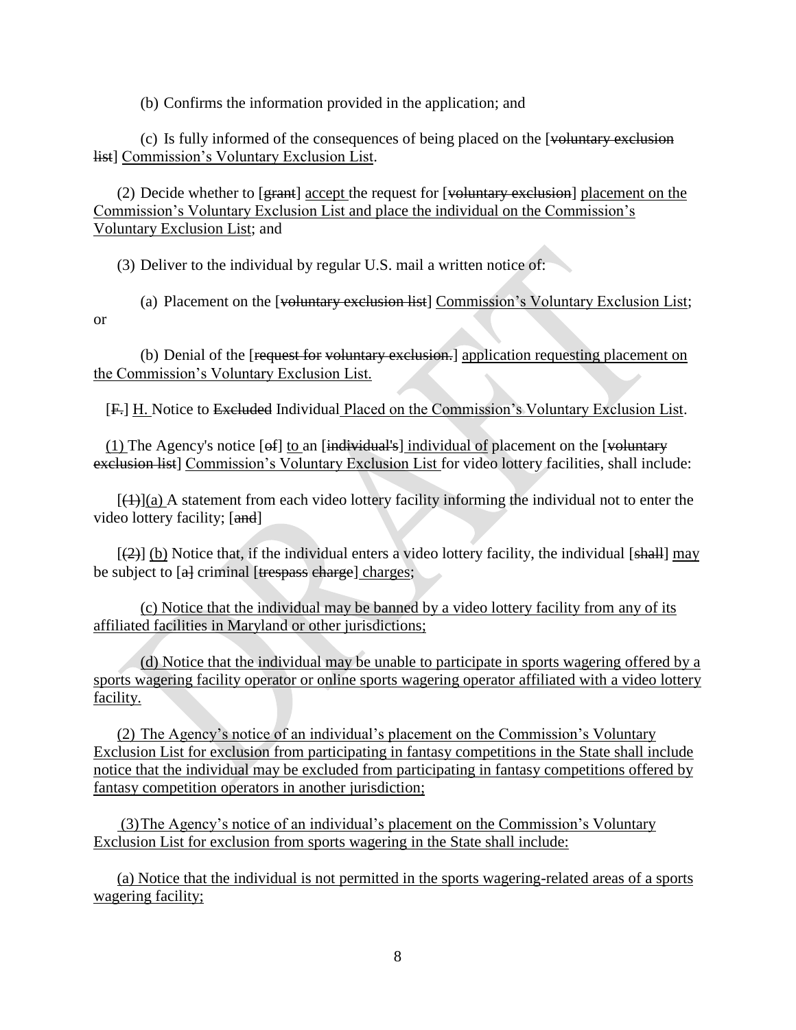(b) Confirms the information provided in the application; and

(c) Is fully informed of the consequences of being placed on the [~~voluntary exclusion list~~] <u>Commission's Voluntary Exclusion List</u>.

(2) Decide whether to [~~grant~~] <u>accept</u> the request for [~~voluntary exclusion~~] <u>placement on the Commission's Voluntary Exclusion List and place the individual on the Commission's Voluntary Exclusion List</u>; and

(3) Deliver to the individual by regular U.S. mail a written notice of:

(a) Placement on the [~~voluntary exclusion list~~] <u>Commission's Voluntary Exclusion List</u>; or

(b) Denial of the [~~request for voluntary exclusion.~~] <u>application requesting placement on the Commission's Voluntary Exclusion List.</u>

[~~F.~~] <u>H.</u> Notice to ~~Excluded~~ Individual <u>Placed on the Commission's Voluntary Exclusion List</u>.

<u>(1)</u> The Agency's notice [~~of~~] <u>to</u> an [~~individual's~~] <u>individual of</u> placement on the [~~voluntary exclusion list~~] <u>Commission's Voluntary Exclusion List</u> for video lottery facilities, shall include:

[~~(1)~~]<u>(a)</u> A statement from each video lottery facility informing the individual not to enter the video lottery facility; [~~and~~]

[~~(2)~~] <u>(b)</u> Notice that, if the individual enters a video lottery facility, the individual [~~shall~~] <u>may</u> be subject to [~~a~~] criminal [~~trespass charge~~] <u>charges;</u>

<u>(c) Notice that the individual may be banned by a video lottery facility from any of its affiliated facilities in Maryland or other jurisdictions;</u>

<u>(d) Notice that the individual may be unable to participate in sports wagering offered by a sports wagering facility operator or online sports wagering operator affiliated with a video lottery facility.</u>

<u>(2) The Agency's notice of an individual's placement on the Commission's Voluntary Exclusion List for exclusion from participating in fantasy competitions in the State shall include notice that the individual may be excluded from participating in fantasy competitions offered by fantasy competition operators in another jurisdiction;</u>

<u>(3) The Agency's notice of an individual's placement on the Commission's Voluntary Exclusion List for exclusion from sports wagering in the State shall include:</u>

<u>(a) Notice that the individual is not permitted in the sports wagering-related areas of a sports wagering facility;</u>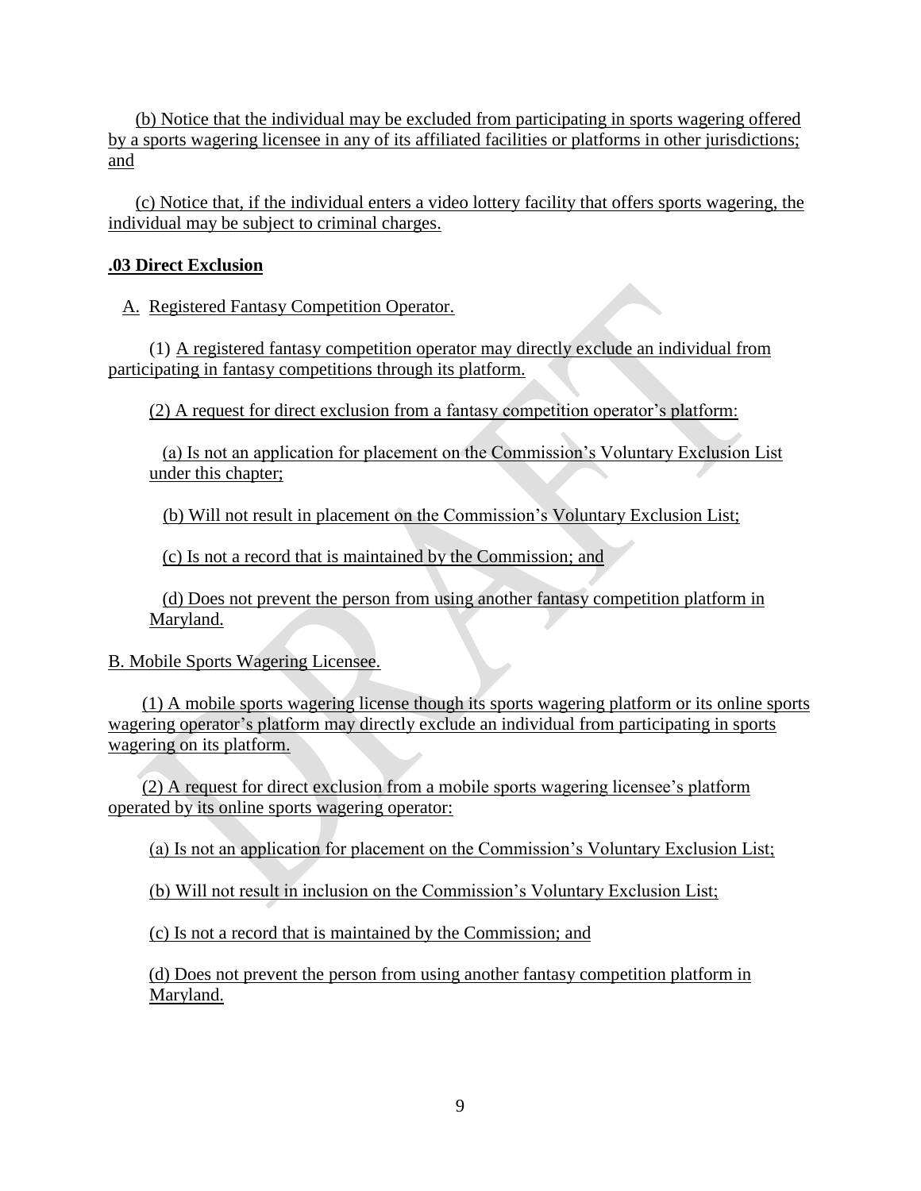(b) Notice that the individual may be excluded from participating in sports wagering offered by a sports wagering licensee in any of its affiliated facilities or platforms in other jurisdictions; and

(c) Notice that, if the individual enters a video lottery facility that offers sports wagering, the individual may be subject to criminal charges.

## .03 Direct Exclusion

A. Registered Fantasy Competition Operator.

(1) A registered fantasy competition operator may directly exclude an individual from participating in fantasy competitions through its platform.

(2) A request for direct exclusion from a fantasy competition operator's platform:

(a) Is not an application for placement on the Commission's Voluntary Exclusion List under this chapter;

(b) Will not result in placement on the Commission's Voluntary Exclusion List;

(c) Is not a record that is maintained by the Commission; and

(d) Does not prevent the person from using another fantasy competition platform in Maryland.

B. Mobile Sports Wagering Licensee.

(1) A mobile sports wagering license though its sports wagering platform or its online sports wagering operator's platform may directly exclude an individual from participating in sports wagering on its platform.

(2) A request for direct exclusion from a mobile sports wagering licensee's platform operated by its online sports wagering operator:

(a) Is not an application for placement on the Commission's Voluntary Exclusion List;

(b) Will not result in inclusion on the Commission's Voluntary Exclusion List;

(c) Is not a record that is maintained by the Commission; and

(d) Does not prevent the person from using another fantasy competition platform in Maryland.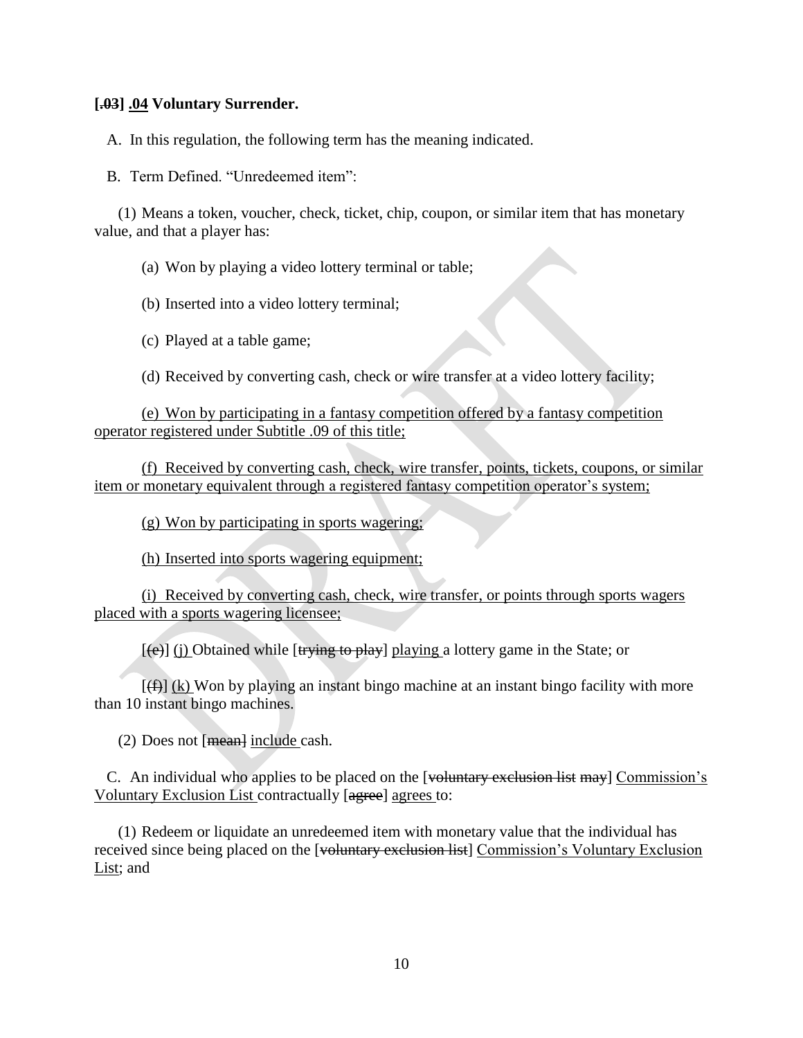**[~~.03~~] <u>.04</u> Voluntary Surrender.**

A. In this regulation, the following term has the meaning indicated.

B. Term Defined. "Unredeemed item":

(1) Means a token, voucher, check, ticket, chip, coupon, or similar item that has monetary value, and that a player has:

(a) Won by playing a video lottery terminal or table;

(b) Inserted into a video lottery terminal;

(c) Played at a table game;

(d) Received by converting cash, check or wire transfer at a video lottery facility;

<u>(e) Won by participating in a fantasy competition offered by a fantasy competition operator registered under Subtitle .09 of this title;</u>

<u>(f) Received by converting cash, check, wire transfer, points, tickets, coupons, or similar item or monetary equivalent through a registered fantasy competition operator's system;</u>

<u>(g) Won by participating in sports wagering;</u>

<u>(h) Inserted into sports wagering equipment;</u>

<u>(i) Received by converting cash, check, wire transfer, or points through sports wagers placed with a sports wagering licensee;</u>

[~~(e)~~] <u>(j)</u> Obtained while [~~trying to play~~] <u>playing</u> a lottery game in the State; or

[~~(f)~~] <u>(k)</u> Won by playing an instant bingo machine at an instant bingo facility with more than 10 instant bingo machines.

(2) Does not [~~mean~~] <u>include</u> cash.

C. An individual who applies to be placed on the [~~voluntary exclusion list may~~] <u>Commission's Voluntary Exclusion List</u> contractually [~~agree~~] <u>agrees</u> to:

(1) Redeem or liquidate an unredeemed item with monetary value that the individual has received since being placed on the [~~voluntary exclusion list~~] <u>Commission's Voluntary Exclusion List</u>; and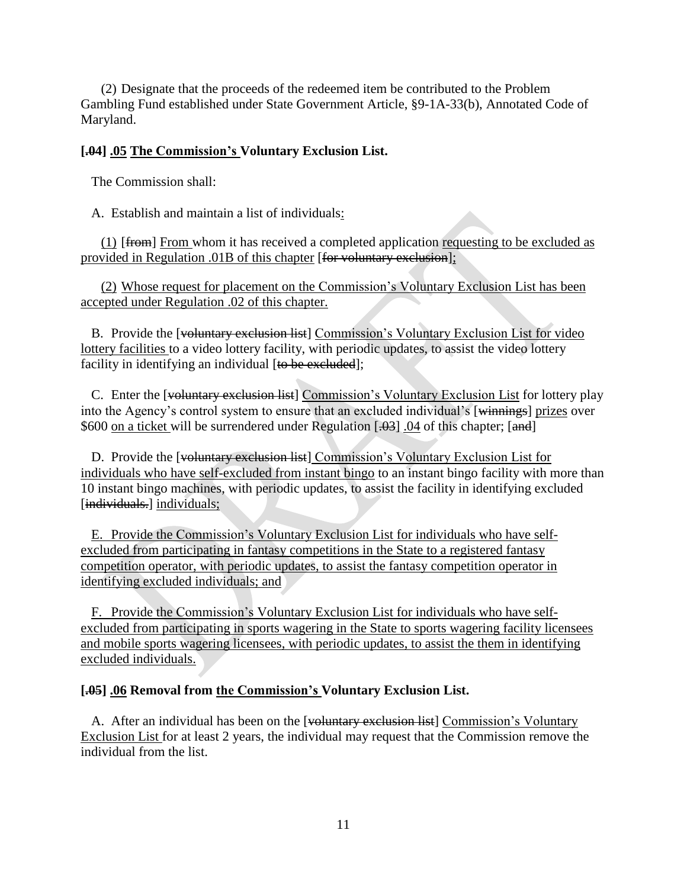(2) Designate that the proceeds of the redeemed item be contributed to the Problem Gambling Fund established under State Government Article, §9-1A-33(b), Annotated Code of Maryland.

**[.04] .05 The Commission's Voluntary Exclusion List.**

The Commission shall:

A. Establish and maintain a list of individuals:

(1) [from] From whom it has received a completed application requesting to be excluded as provided in Regulation .01B of this chapter [for voluntary exclusion];

(2) Whose request for placement on the Commission's Voluntary Exclusion List has been accepted under Regulation .02 of this chapter.

B. Provide the [voluntary exclusion list] Commission's Voluntary Exclusion List for video lottery facilities to a video lottery facility, with periodic updates, to assist the video lottery facility in identifying an individual [to be excluded];

C. Enter the [voluntary exclusion list] Commission's Voluntary Exclusion List for lottery play into the Agency's control system to ensure that an excluded individual's [winnings] prizes over $600 on a ticket will be surrendered under Regulation [.03] .04 of this chapter; [and]

D. Provide the [voluntary exclusion list] Commission's Voluntary Exclusion List for individuals who have self-excluded from instant bingo to an instant bingo facility with more than 10 instant bingo machines, with periodic updates, to assist the facility in identifying excluded [individuals.] individuals;

E. Provide the Commission's Voluntary Exclusion List for individuals who have self-excluded from participating in fantasy competitions in the State to a registered fantasy competition operator, with periodic updates, to assist the fantasy competition operator in identifying excluded individuals; and

F. Provide the Commission's Voluntary Exclusion List for individuals who have self-excluded from participating in sports wagering in the State to sports wagering facility licensees and mobile sports wagering licensees, with periodic updates, to assist the them in identifying excluded individuals.

**[.05] .06 Removal from the Commission's Voluntary Exclusion List.**

A. After an individual has been on the [voluntary exclusion list] Commission's Voluntary Exclusion List for at least 2 years, the individual may request that the Commission remove the individual from the list.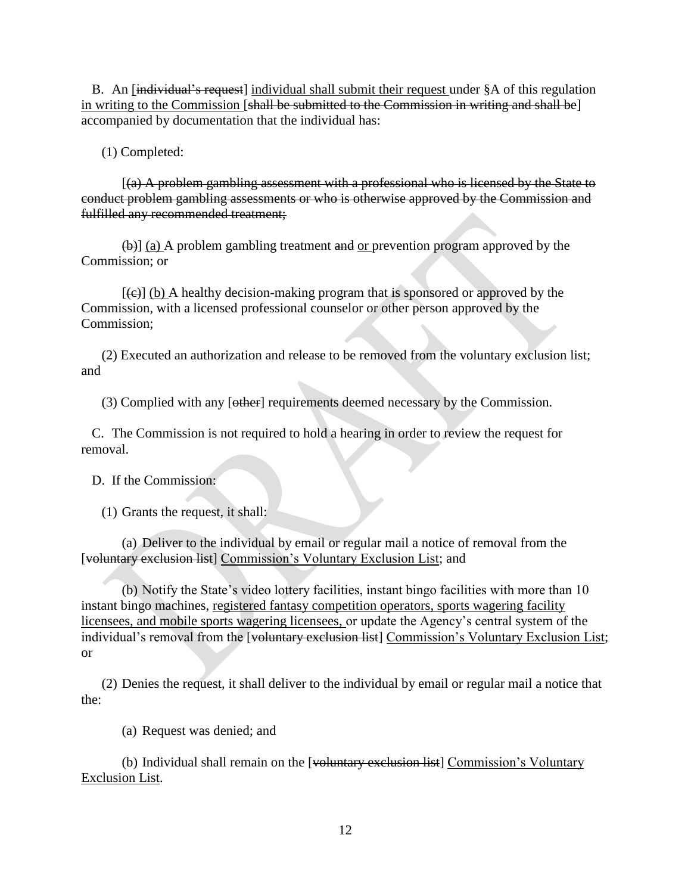B. An [~~individual's request~~] <u>individual shall submit their request</u> under §A of this regulation <u>in writing to the Commission</u> [~~shall be submitted to the Commission in writing and shall be~~] accompanied by documentation that the individual has:

(1) Completed:

[~~(a) A problem gambling assessment with a professional who is licensed by the State to conduct problem gambling assessments or who is otherwise approved by the Commission and fulfilled any recommended treatment;~~

~~(b)~~] <u>(a)</u> A problem gambling treatment ~~and~~ <u>or</u> prevention program approved by the Commission; or

[~~(c)~~] <u>(b)</u> A healthy decision-making program that is sponsored or approved by the Commission, with a licensed professional counselor or other person approved by the Commission;

(2) Executed an authorization and release to be removed from the voluntary exclusion list; and

(3) Complied with any [~~other~~] requirements deemed necessary by the Commission.

C. The Commission is not required to hold a hearing in order to review the request for removal.

D. If the Commission:

(1) Grants the request, it shall:

(a) Deliver to the individual by email or regular mail a notice of removal from the [~~voluntary exclusion list~~] <u>Commission's Voluntary Exclusion List</u>; and

(b) Notify the State's video lottery facilities, instant bingo facilities with more than 10 instant bingo machines, <u>registered fantasy competition operators, sports wagering facility licensees, and mobile sports wagering licensees,</u> or update the Agency's central system of the individual's removal from the [~~voluntary exclusion list~~] <u>Commission's Voluntary Exclusion List</u>; or

(2) Denies the request, it shall deliver to the individual by email or regular mail a notice that the:

(a) Request was denied; and

(b) Individual shall remain on the [~~voluntary exclusion list~~] <u>Commission's Voluntary Exclusion List</u>.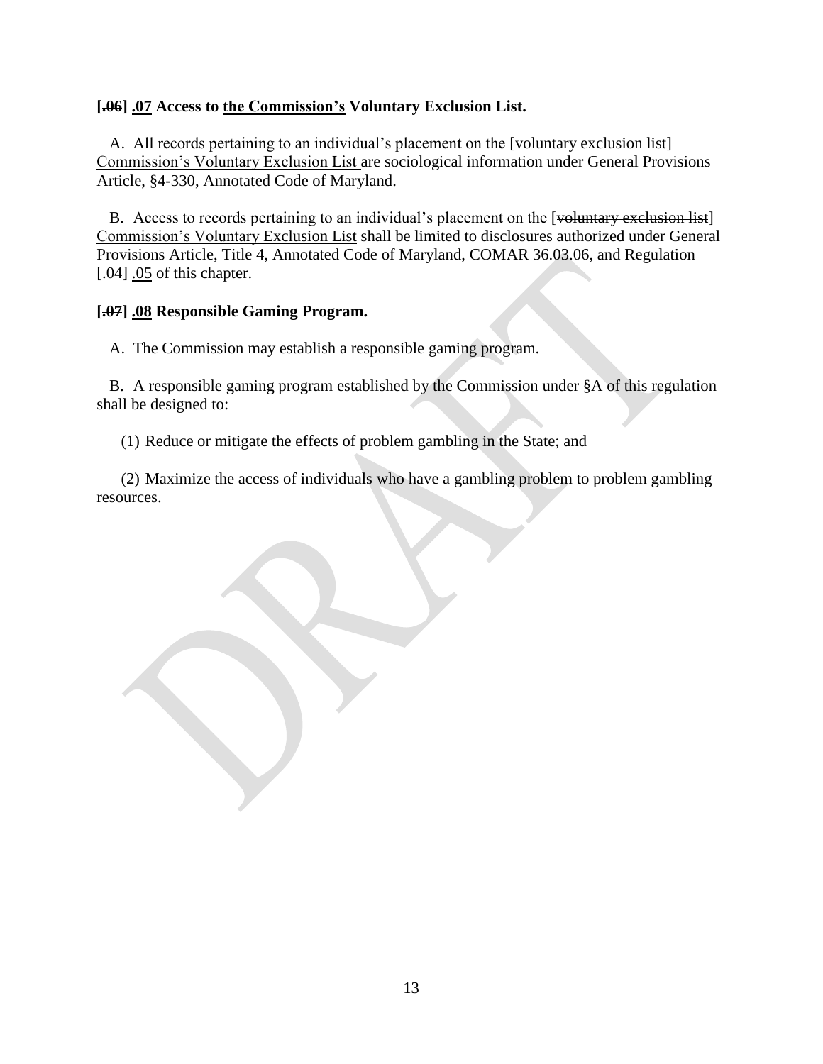**[~~.06~~] <u>.07</u> Access to <u>the Commission's</u> Voluntary Exclusion List.**

A. All records pertaining to an individual's placement on the [~~voluntary exclusion list~~] <u>Commission's Voluntary Exclusion List</u> are sociological information under General Provisions Article, §4-330, Annotated Code of Maryland.

B. Access to records pertaining to an individual's placement on the [~~voluntary exclusion list~~] <u>Commission's Voluntary Exclusion List</u> shall be limited to disclosures authorized under General Provisions Article, Title 4, Annotated Code of Maryland, COMAR 36.03.06, and Regulation [~~.04~~] <u>.05</u> of this chapter.

**[~~.07~~] <u>.08</u> Responsible Gaming Program.**

A. The Commission may establish a responsible gaming program.

B. A responsible gaming program established by the Commission under §A of this regulation shall be designed to:

(1) Reduce or mitigate the effects of problem gambling in the State; and

(2) Maximize the access of individuals who have a gambling problem to problem gambling resources.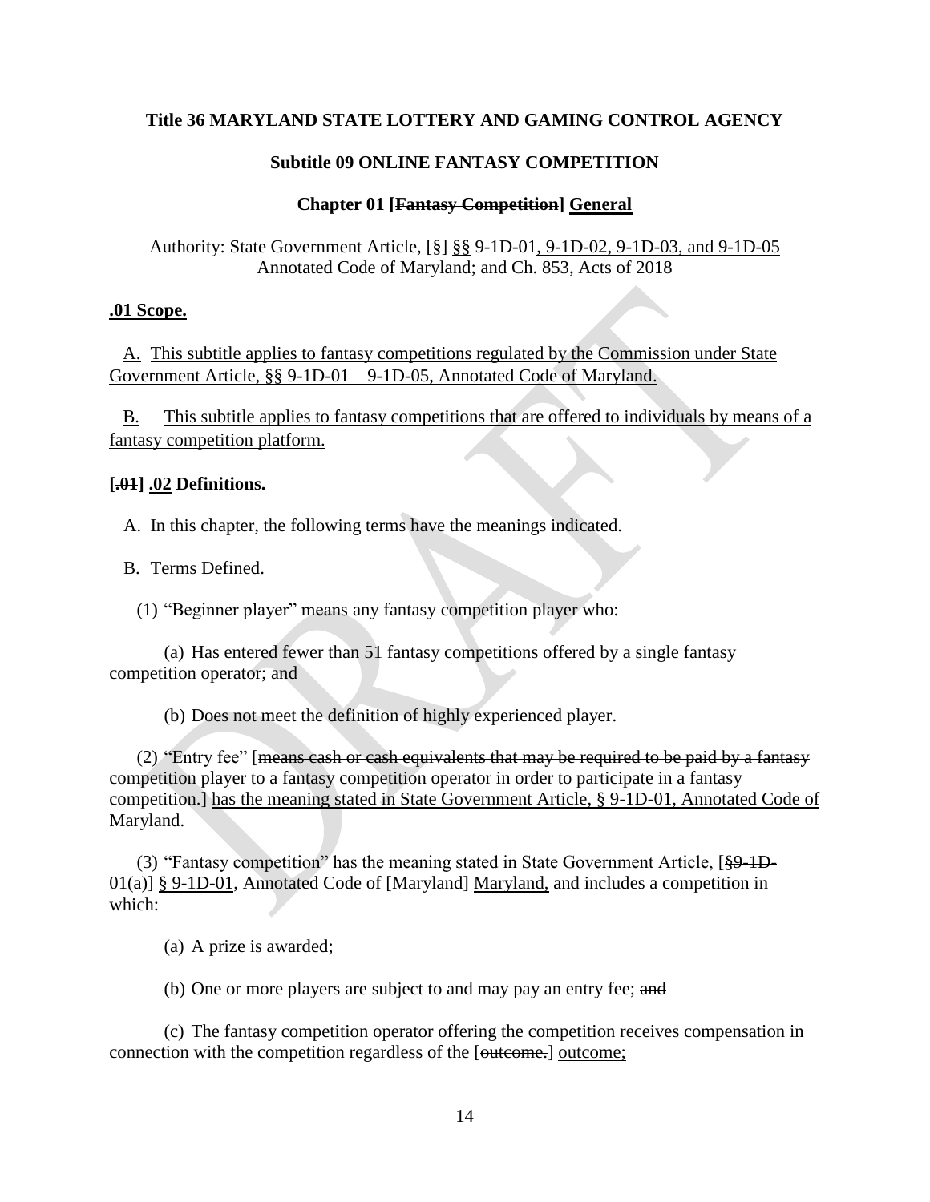**Title 36 MARYLAND STATE LOTTERY AND GAMING CONTROL AGENCY**

**Subtitle 09 ONLINE FANTASY COMPETITION**

**Chapter 01 [~~Fantasy Competition~~] <u>General</u>**

Authority: State Government Article, [~~§~~] <u>§§</u> 9-1D-01<u>, 9-1D-02, 9-1D-03, and 9-1D-05</u> Annotated Code of Maryland; and Ch. 853, Acts of 2018

**<u>.01 Scope.</u>**

<u>A. This subtitle applies to fantasy competitions regulated by the Commission under State Government Article, §§ 9-1D-01 – 9-1D-05, Annotated Code of Maryland.</u>

<u>B. This subtitle applies to fantasy competitions that are offered to individuals by means of a fantasy competition platform.</u>

**[~~.01~~] <u>.02</u> Definitions.**

A. In this chapter, the following terms have the meanings indicated.

B. Terms Defined.

(1) “Beginner player” means any fantasy competition player who:

(a) Has entered fewer than 51 fantasy competitions offered by a single fantasy competition operator; and

(b) Does not meet the definition of highly experienced player.

(2) “Entry fee” [~~means cash or cash equivalents that may be required to be paid by a fantasy competition player to a fantasy competition operator in order to participate in a fantasy competition.~~] <u>has the meaning stated in State Government Article, § 9-1D-01, Annotated Code of Maryland.</u>

(3) “Fantasy competition” has the meaning stated in State Government Article, [~~§9-1D-01(a)~~] <u>§ 9-1D-01</u>, Annotated Code of [~~Maryland~~] <u>Maryland,</u> and includes a competition in which:

(a) A prize is awarded;

(b) One or more players are subject to and may pay an entry fee; ~~and~~

(c) The fantasy competition operator offering the competition receives compensation in connection with the competition regardless of the [~~outcome.~~] <u>outcome;</u>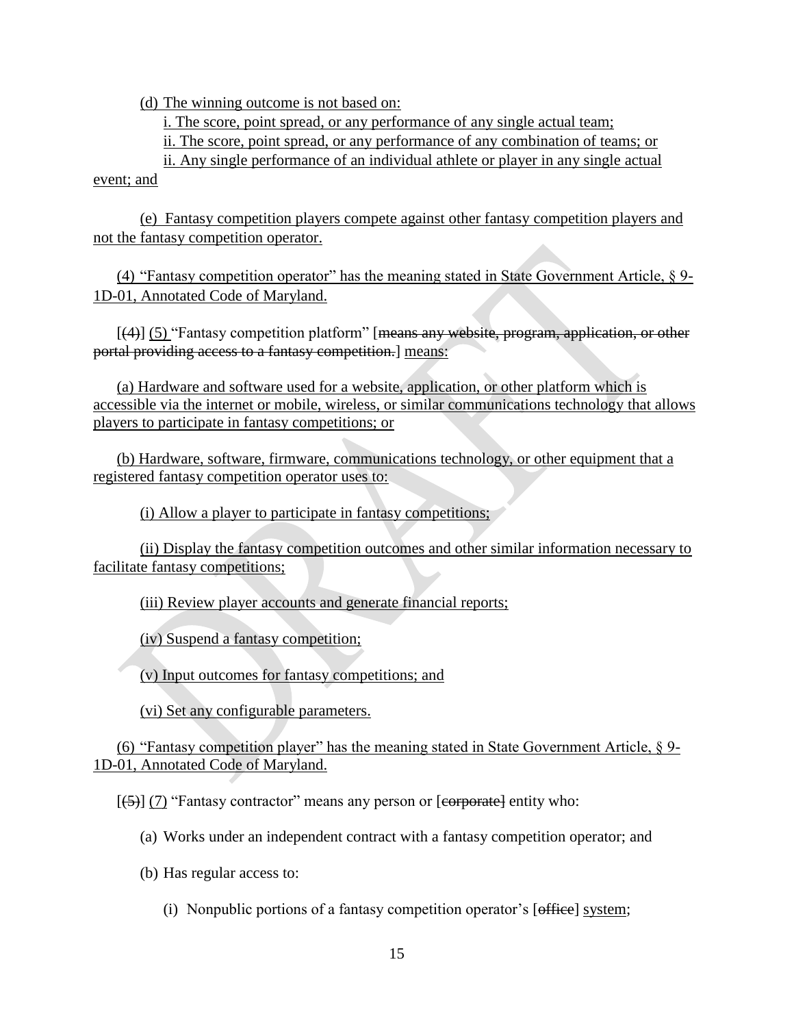(d) The winning outcome is not based on:

i. The score, point spread, or any performance of any single actual team;

ii. The score, point spread, or any performance of any combination of teams; or

ii. Any single performance of an individual athlete or player in any single actual event; and

(e) Fantasy competition players compete against other fantasy competition players and not the fantasy competition operator.

(4) "Fantasy competition operator" has the meaning stated in State Government Article, § 9-1D-01, Annotated Code of Maryland.

[(4)] (5) "Fantasy competition platform" [means any website, program, application, or other portal providing access to a fantasy competition.] means:

(a) Hardware and software used for a website, application, or other platform which is accessible via the internet or mobile, wireless, or similar communications technology that allows players to participate in fantasy competitions; or

(b) Hardware, software, firmware, communications technology, or other equipment that a registered fantasy competition operator uses to:

(i) Allow a player to participate in fantasy competitions;

(ii) Display the fantasy competition outcomes and other similar information necessary to facilitate fantasy competitions;

(iii) Review player accounts and generate financial reports;

(iv) Suspend a fantasy competition;

(v) Input outcomes for fantasy competitions; and

(vi) Set any configurable parameters.

(6) "Fantasy competition player" has the meaning stated in State Government Article, § 9-1D-01, Annotated Code of Maryland.

[(5)] (7) "Fantasy contractor" means any person or [corporate] entity who:

(a) Works under an independent contract with a fantasy competition operator; and

(b) Has regular access to:

(i) Nonpublic portions of a fantasy competition operator's [office] system;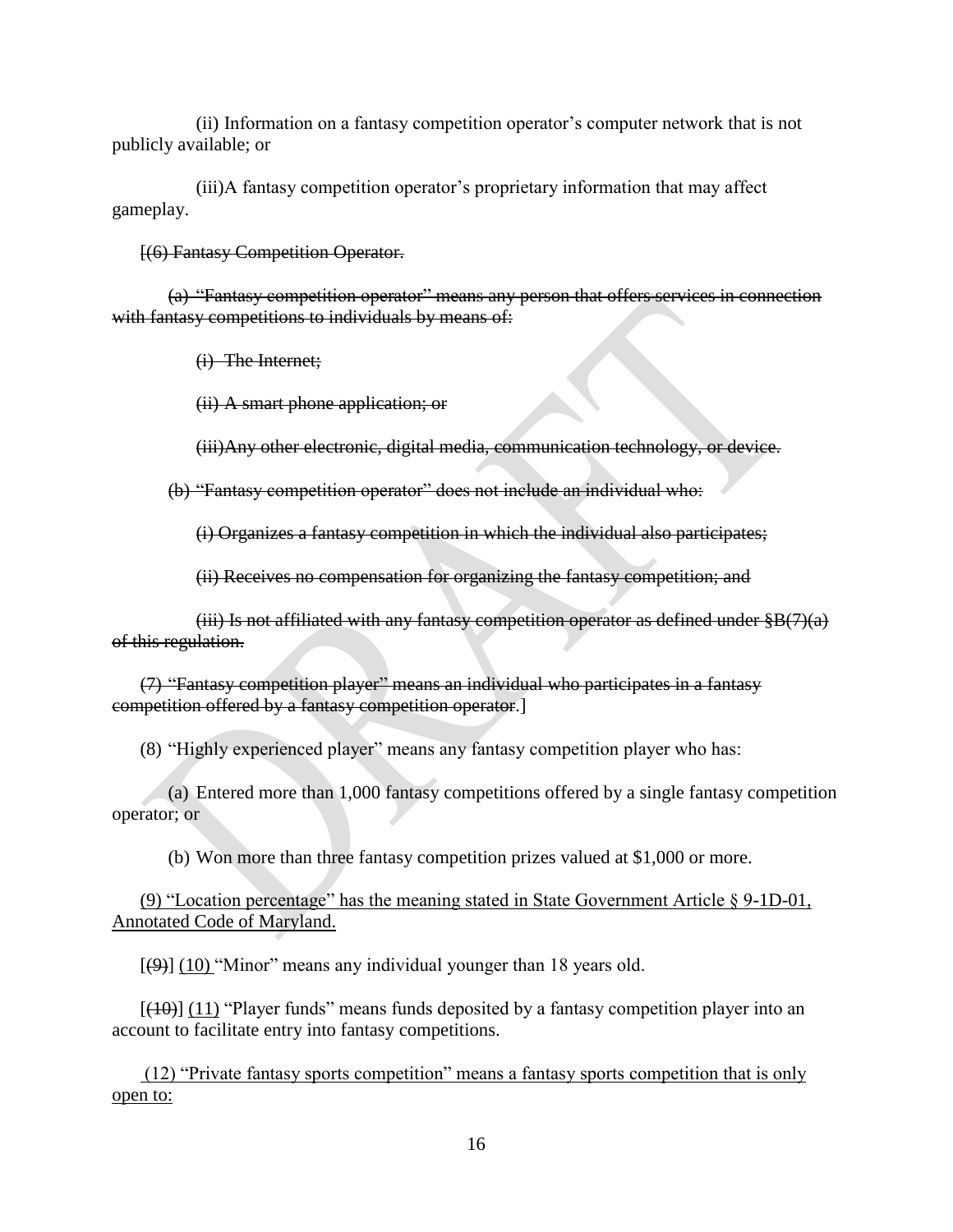(ii) Information on a fantasy competition operator's computer network that is not publicly available; or

(iii)A fantasy competition operator's proprietary information that may affect gameplay.

[~~(6) Fantasy Competition Operator.~~

~~(a) "Fantasy competition operator" means any person that offers services in connection with fantasy competitions to individuals by means of:~~

~~(i) The Internet;~~

~~(ii) A smart phone application; or~~

~~(iii)Any other electronic, digital media, communication technology, or device.~~

~~(b) "Fantasy competition operator" does not include an individual who:~~

~~(i) Organizes a fantasy competition in which the individual also participates;~~

~~(ii) Receives no compensation for organizing the fantasy competition; and~~

~~(iii) Is not affiliated with any fantasy competition operator as defined under §B(7)(a) of this regulation.~~

~~(7) "Fantasy competition player" means an individual who participates in a fantasy competition offered by a fantasy competition operator.~~]

(8) "Highly experienced player" means any fantasy competition player who has:

(a) Entered more than 1,000 fantasy competitions offered by a single fantasy competition operator; or

(b) Won more than three fantasy competition prizes valued at $1,000 or more.

<u>(9) "Location percentage" has the meaning stated in State Government Article § 9-1D-01, Annotated Code of Maryland.</u>

[~~(9)~~] <u>(10)</u> "Minor" means any individual younger than 18 years old.

[~~(10)~~] <u>(11)</u> "Player funds" means funds deposited by a fantasy competition player into an account to facilitate entry into fantasy competitions.

<u>(12) "Private fantasy sports competition" means a fantasy sports competition that is only open to:</u>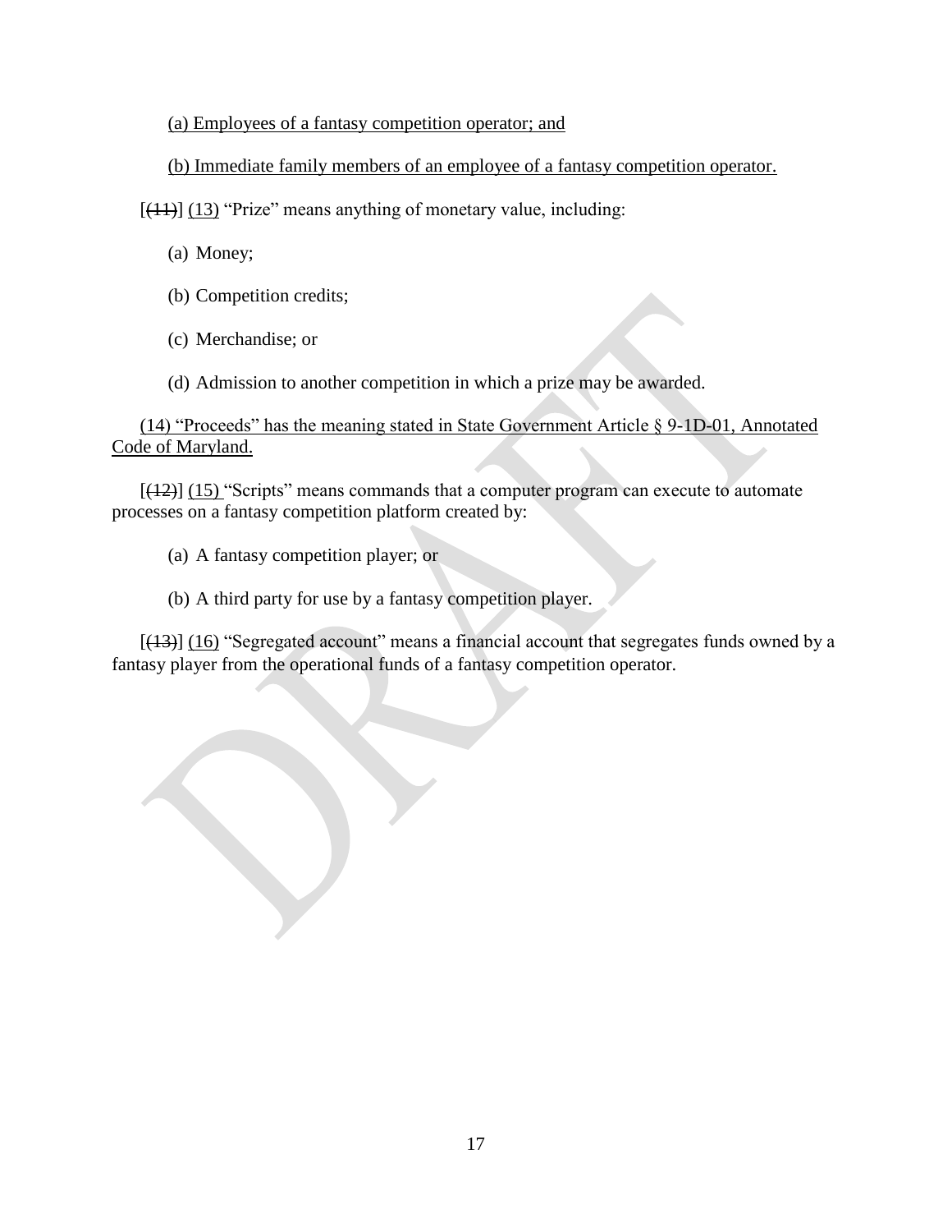(a) Employees of a fantasy competition operator; and

(b) Immediate family members of an employee of a fantasy competition operator.

[(11)] (13) "Prize" means anything of monetary value, including:

(a) Money;

(b) Competition credits;

(c) Merchandise; or

(d) Admission to another competition in which a prize may be awarded.

(14) "Proceeds" has the meaning stated in State Government Article § 9-1D-01, Annotated Code of Maryland.

[(12)] (15) "Scripts" means commands that a computer program can execute to automate processes on a fantasy competition platform created by:

(a) A fantasy competition player; or

(b) A third party for use by a fantasy competition player.

[(13)] (16) "Segregated account" means a financial account that segregates funds owned by a fantasy player from the operational funds of a fantasy competition operator.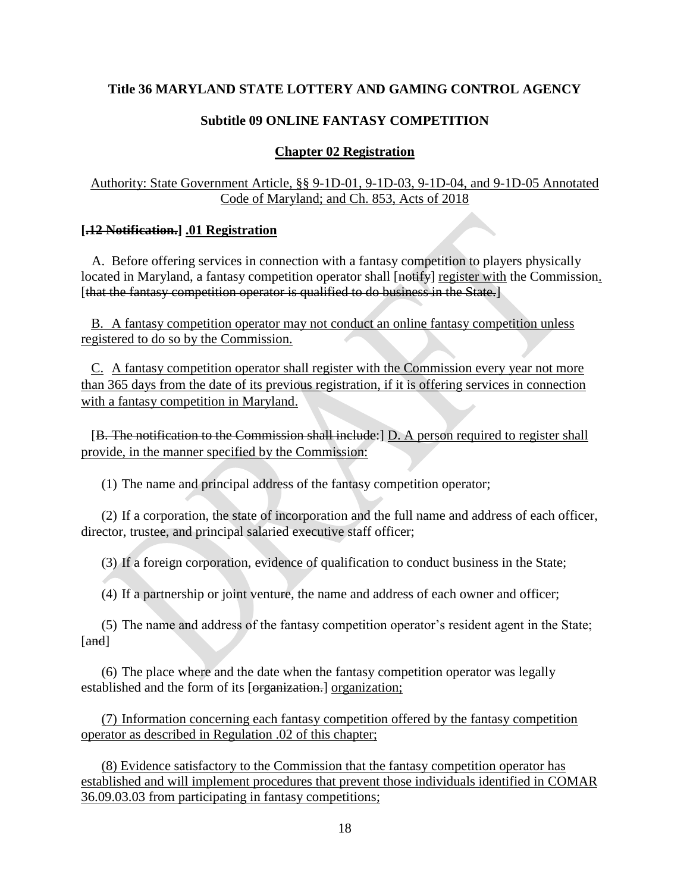**Title 36 MARYLAND STATE LOTTERY AND GAMING CONTROL AGENCY**

**Subtitle 09 ONLINE FANTASY COMPETITION**

**Chapter 02 Registration**

Authority: State Government Article, §§ 9-1D-01, 9-1D-03, 9-1D-04, and 9-1D-05 Annotated Code of Maryland; and Ch. 853, Acts of 2018

**[~~.12 Notification.~~] .01 Registration**

A. Before offering services in connection with a fantasy competition to players physically located in Maryland, a fantasy competition operator shall [~~notify~~] register with the Commission. [~~that the fantasy competition operator is qualified to do business in the State.~~]

B. A fantasy competition operator may not conduct an online fantasy competition unless registered to do so by the Commission.

C. A fantasy competition operator shall register with the Commission every year not more than 365 days from the date of its previous registration, if it is offering services in connection with a fantasy competition in Maryland.

[~~B. The notification to the Commission shall include~~:] D. A person required to register shall provide, in the manner specified by the Commission:

(1) The name and principal address of the fantasy competition operator;

(2) If a corporation, the state of incorporation and the full name and address of each officer, director, trustee, and principal salaried executive staff officer;

(3) If a foreign corporation, evidence of qualification to conduct business in the State;

(4) If a partnership or joint venture, the name and address of each owner and officer;

(5) The name and address of the fantasy competition operator's resident agent in the State; [~~and~~]

(6) The place where and the date when the fantasy competition operator was legally established and the form of its [~~organization.~~] organization;

(7) Information concerning each fantasy competition offered by the fantasy competition operator as described in Regulation .02 of this chapter;

(8) Evidence satisfactory to the Commission that the fantasy competition operator has established and will implement procedures that prevent those individuals identified in COMAR 36.09.03.03 from participating in fantasy competitions;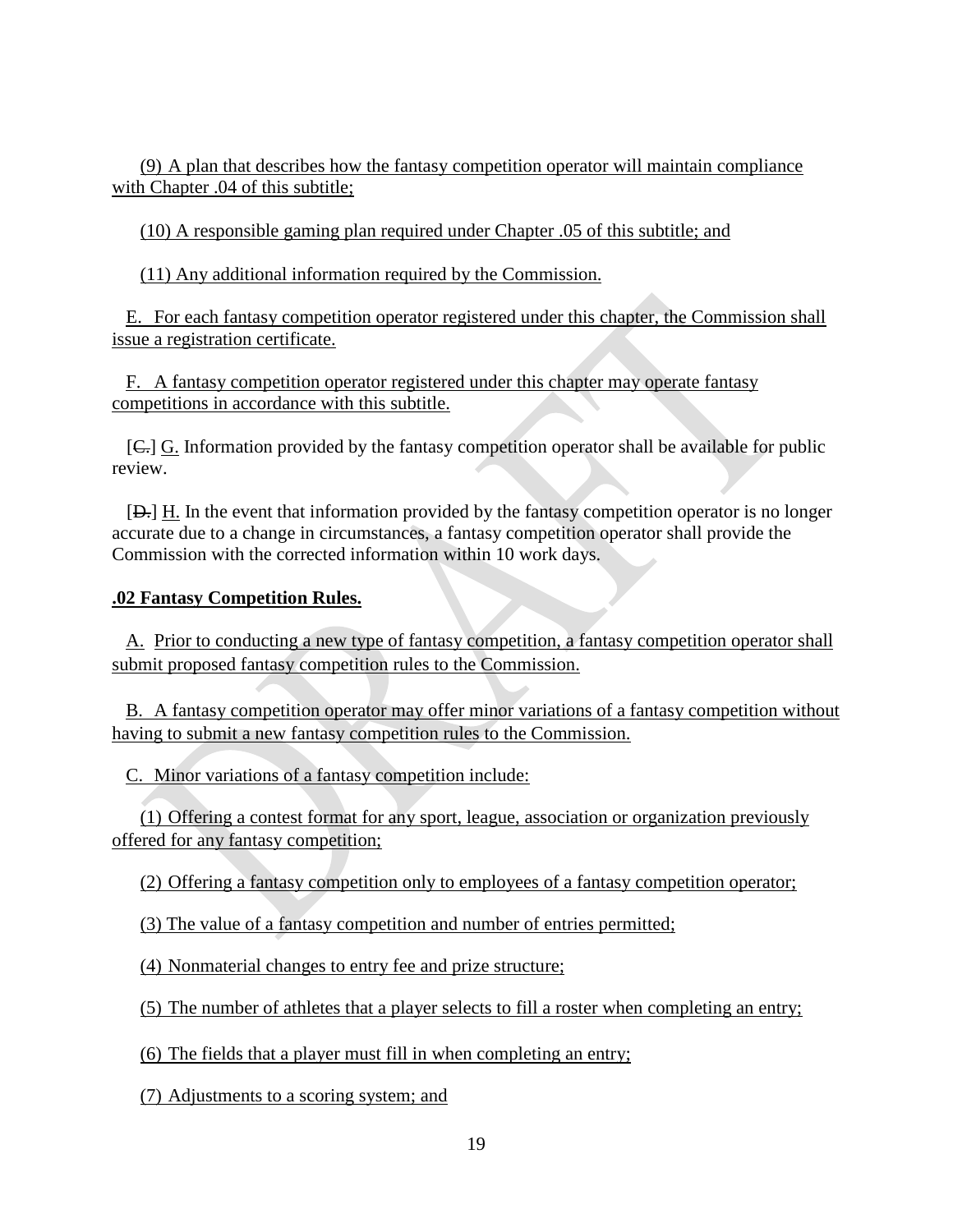(9) A plan that describes how the fantasy competition operator will maintain compliance with Chapter .04 of this subtitle;

(10) A responsible gaming plan required under Chapter .05 of this subtitle; and

(11) Any additional information required by the Commission.

E. For each fantasy competition operator registered under this chapter, the Commission shall issue a registration certificate.

F. A fantasy competition operator registered under this chapter may operate fantasy competitions in accordance with this subtitle.

[C.] G. Information provided by the fantasy competition operator shall be available for public review.

[D.] H. In the event that information provided by the fantasy competition operator is no longer accurate due to a change in circumstances, a fantasy competition operator shall provide the Commission with the corrected information within 10 work days.

**.02 Fantasy Competition Rules.**

A. Prior to conducting a new type of fantasy competition, a fantasy competition operator shall submit proposed fantasy competition rules to the Commission.

B. A fantasy competition operator may offer minor variations of a fantasy competition without having to submit a new fantasy competition rules to the Commission.

C. Minor variations of a fantasy competition include:

(1) Offering a contest format for any sport, league, association or organization previously offered for any fantasy competition;

(2) Offering a fantasy competition only to employees of a fantasy competition operator;

(3) The value of a fantasy competition and number of entries permitted;

(4) Nonmaterial changes to entry fee and prize structure;

(5) The number of athletes that a player selects to fill a roster when completing an entry;

(6) The fields that a player must fill in when completing an entry;

(7) Adjustments to a scoring system; and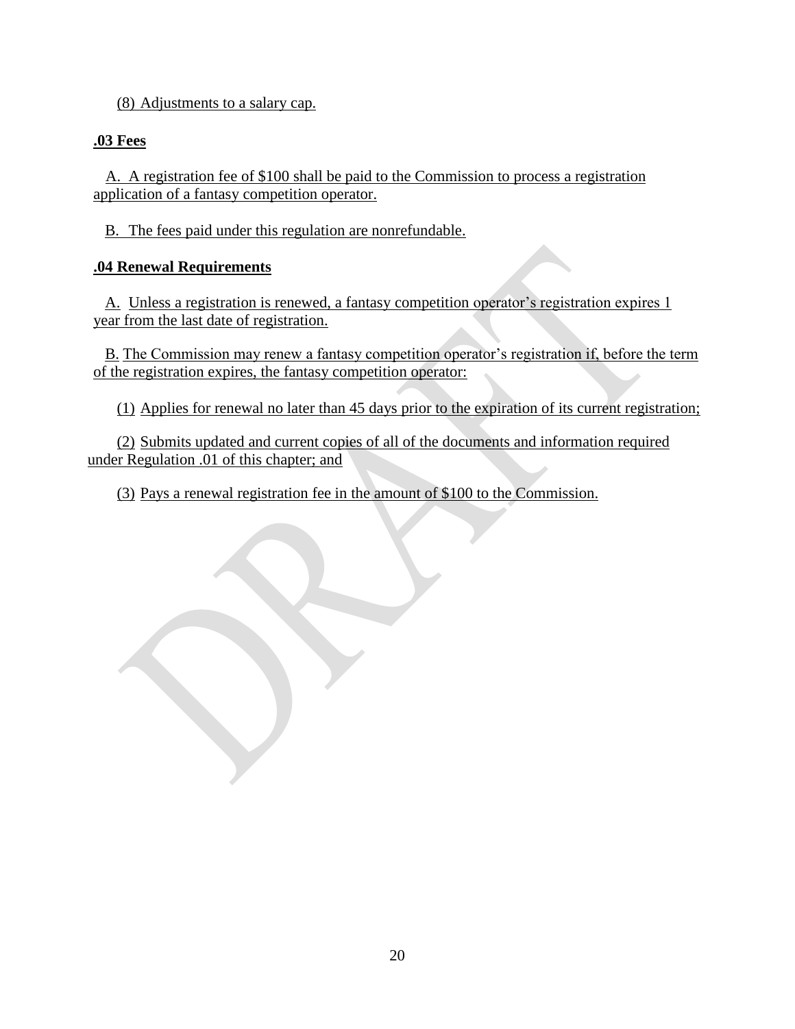(8) Adjustments to a salary cap.

**.03 Fees**

A. A registration fee of $100 shall be paid to the Commission to process a registration application of a fantasy competition operator.

B. The fees paid under this regulation are nonrefundable.

**.04 Renewal Requirements**

A. Unless a registration is renewed, a fantasy competition operator's registration expires 1 year from the last date of registration.

B. The Commission may renew a fantasy competition operator's registration if, before the term of the registration expires, the fantasy competition operator:

(1) Applies for renewal no later than 45 days prior to the expiration of its current registration;

(2) Submits updated and current copies of all of the documents and information required under Regulation .01 of this chapter; and

(3) Pays a renewal registration fee in the amount of $100 to the Commission.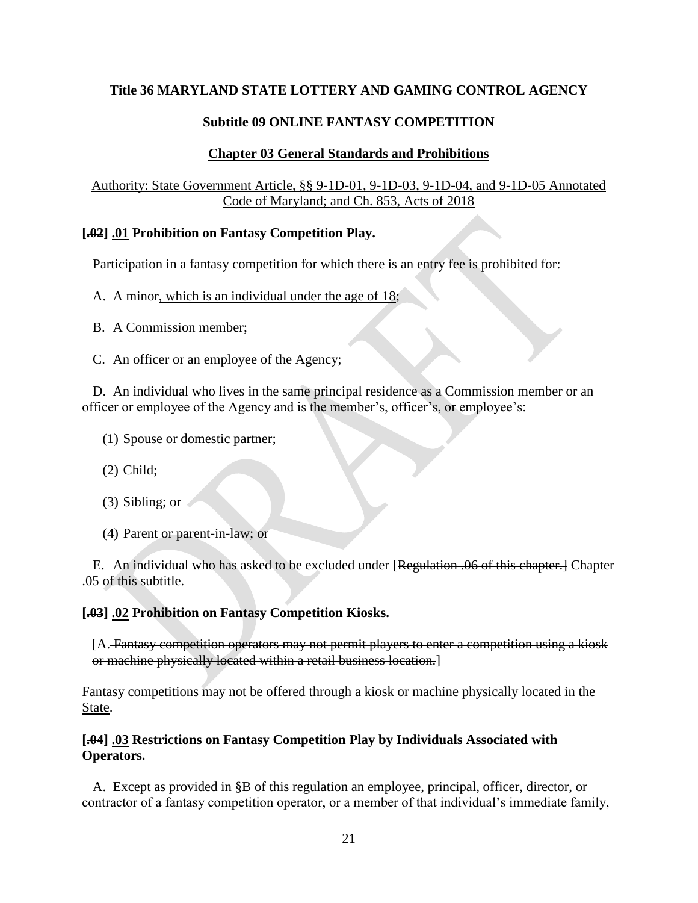**Title 36 MARYLAND STATE LOTTERY AND GAMING CONTROL AGENCY**

**Subtitle 09 ONLINE FANTASY COMPETITION**

**Chapter 03 General Standards and Prohibitions**

Authority: State Government Article, §§ 9-1D-01, 9-1D-03, 9-1D-04, and 9-1D-05 Annotated Code of Maryland; and Ch. 853, Acts of 2018

**[~~.02~~] .01 Prohibition on Fantasy Competition Play.**

Participation in a fantasy competition for which there is an entry fee is prohibited for:

A. A minor, which is an individual under the age of 18;

B. A Commission member;

C. An officer or an employee of the Agency;

D. An individual who lives in the same principal residence as a Commission member or an officer or employee of the Agency and is the member's, officer's, or employee's:

(1) Spouse or domestic partner;

(2) Child;

(3) Sibling; or

(4) Parent or parent-in-law; or

E. An individual who has asked to be excluded under [~~Regulation .06 of this chapter.~~] Chapter .05 of this subtitle.

**[~~.03~~] .02 Prohibition on Fantasy Competition Kiosks.**

[A. ~~Fantasy competition operators may not permit players to enter a competition using a kiosk or machine physically located within a retail business location.~~]

Fantasy competitions may not be offered through a kiosk or machine physically located in the State.

**[~~.04~~] .03 Restrictions on Fantasy Competition Play by Individuals Associated with Operators.**

A. Except as provided in §B of this regulation an employee, principal, officer, director, or contractor of a fantasy competition operator, or a member of that individual's immediate family,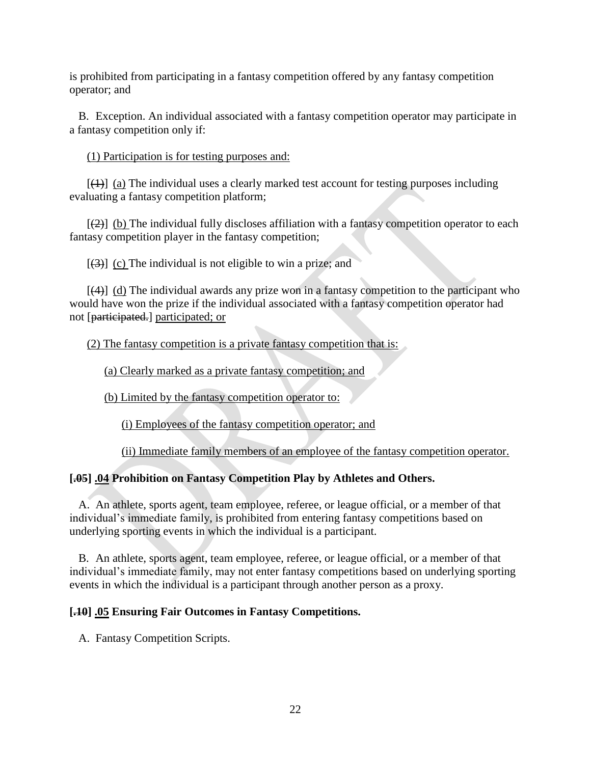is prohibited from participating in a fantasy competition offered by any fantasy competition operator; and

B. Exception. An individual associated with a fantasy competition operator may participate in a fantasy competition only if:

(1) Participation is for testing purposes and:

[~~(1)~~] (a) The individual uses a clearly marked test account for testing purposes including evaluating a fantasy competition platform;

[~~(2)~~] (b) The individual fully discloses affiliation with a fantasy competition operator to each fantasy competition player in the fantasy competition;

[~~(3)~~] (c) The individual is not eligible to win a prize; and

[~~(4)~~] (d) The individual awards any prize won in a fantasy competition to the participant who would have won the prize if the individual associated with a fantasy competition operator had not [~~participated.~~] participated; or

(2) The fantasy competition is a private fantasy competition that is:

(a) Clearly marked as a private fantasy competition; and

(b) Limited by the fantasy competition operator to:

(i) Employees of the fantasy competition operator; and

(ii) Immediate family members of an employee of the fantasy competition operator.

**[~~.05~~] .04 Prohibition on Fantasy Competition Play by Athletes and Others.**

A. An athlete, sports agent, team employee, referee, or league official, or a member of that individual's immediate family, is prohibited from entering fantasy competitions based on underlying sporting events in which the individual is a participant.

B. An athlete, sports agent, team employee, referee, or league official, or a member of that individual's immediate family, may not enter fantasy competitions based on underlying sporting events in which the individual is a participant through another person as a proxy.

**[~~.10~~] .05 Ensuring Fair Outcomes in Fantasy Competitions.**

A. Fantasy Competition Scripts.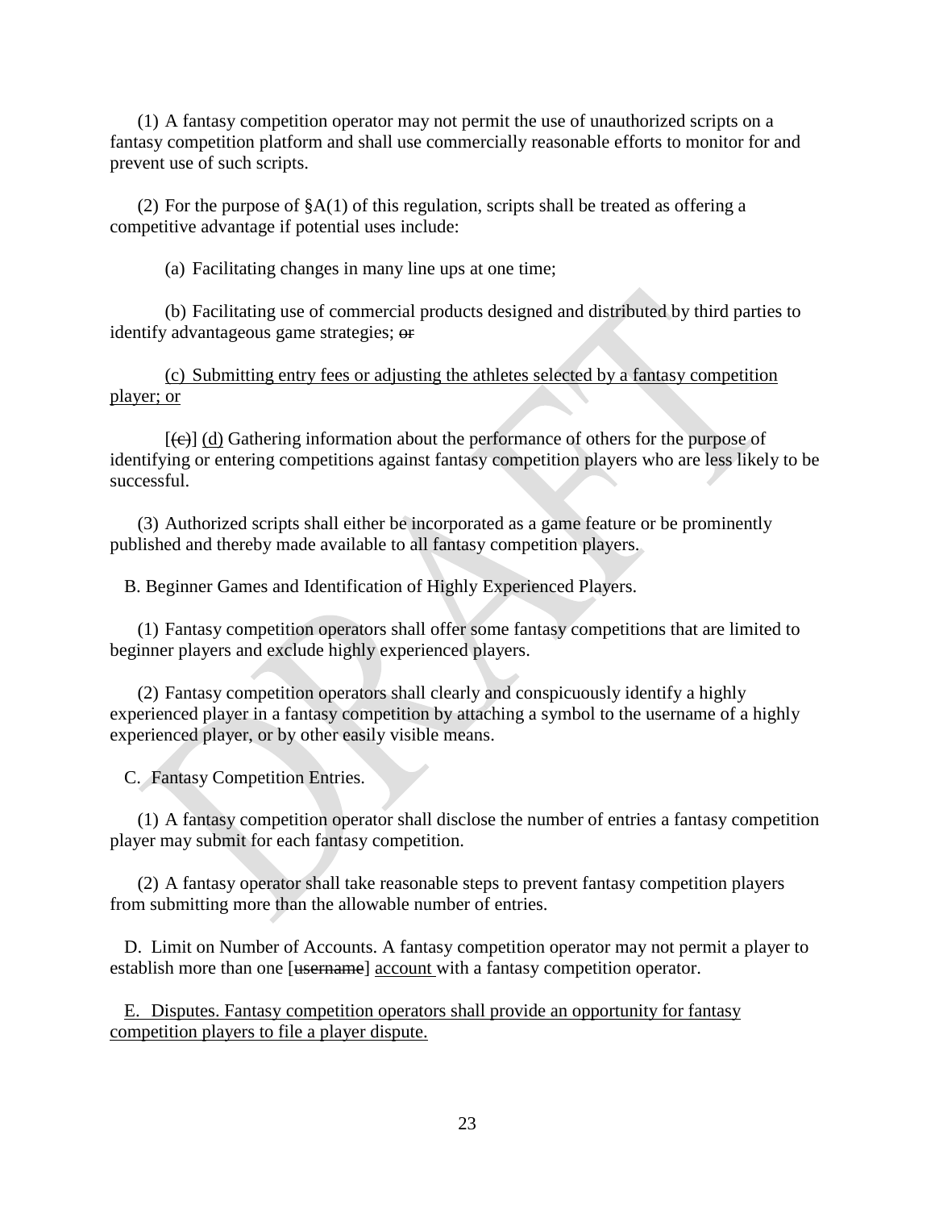(1) A fantasy competition operator may not permit the use of unauthorized scripts on a fantasy competition platform and shall use commercially reasonable efforts to monitor for and prevent use of such scripts.

(2) For the purpose of §A(1) of this regulation, scripts shall be treated as offering a competitive advantage if potential uses include:

(a) Facilitating changes in many line ups at one time;

(b) Facilitating use of commercial products designed and distributed by third parties to identify advantageous game strategies; ~~or~~

<u>(c) Submitting entry fees or adjusting the athletes selected by a fantasy competition player; or</u>

[~~(c)~~] <u>(d)</u> Gathering information about the performance of others for the purpose of identifying or entering competitions against fantasy competition players who are less likely to be successful.

(3) Authorized scripts shall either be incorporated as a game feature or be prominently published and thereby made available to all fantasy competition players.

B. Beginner Games and Identification of Highly Experienced Players.

(1) Fantasy competition operators shall offer some fantasy competitions that are limited to beginner players and exclude highly experienced players.

(2) Fantasy competition operators shall clearly and conspicuously identify a highly experienced player in a fantasy competition by attaching a symbol to the username of a highly experienced player, or by other easily visible means.

C. Fantasy Competition Entries.

(1) A fantasy competition operator shall disclose the number of entries a fantasy competition player may submit for each fantasy competition.

(2) A fantasy operator shall take reasonable steps to prevent fantasy competition players from submitting more than the allowable number of entries.

D. Limit on Number of Accounts. A fantasy competition operator may not permit a player to establish more than one [~~username~~] <u>account</u> with a fantasy competition operator.

<u>E. Disputes. Fantasy competition operators shall provide an opportunity for fantasy competition players to file a player dispute.</u>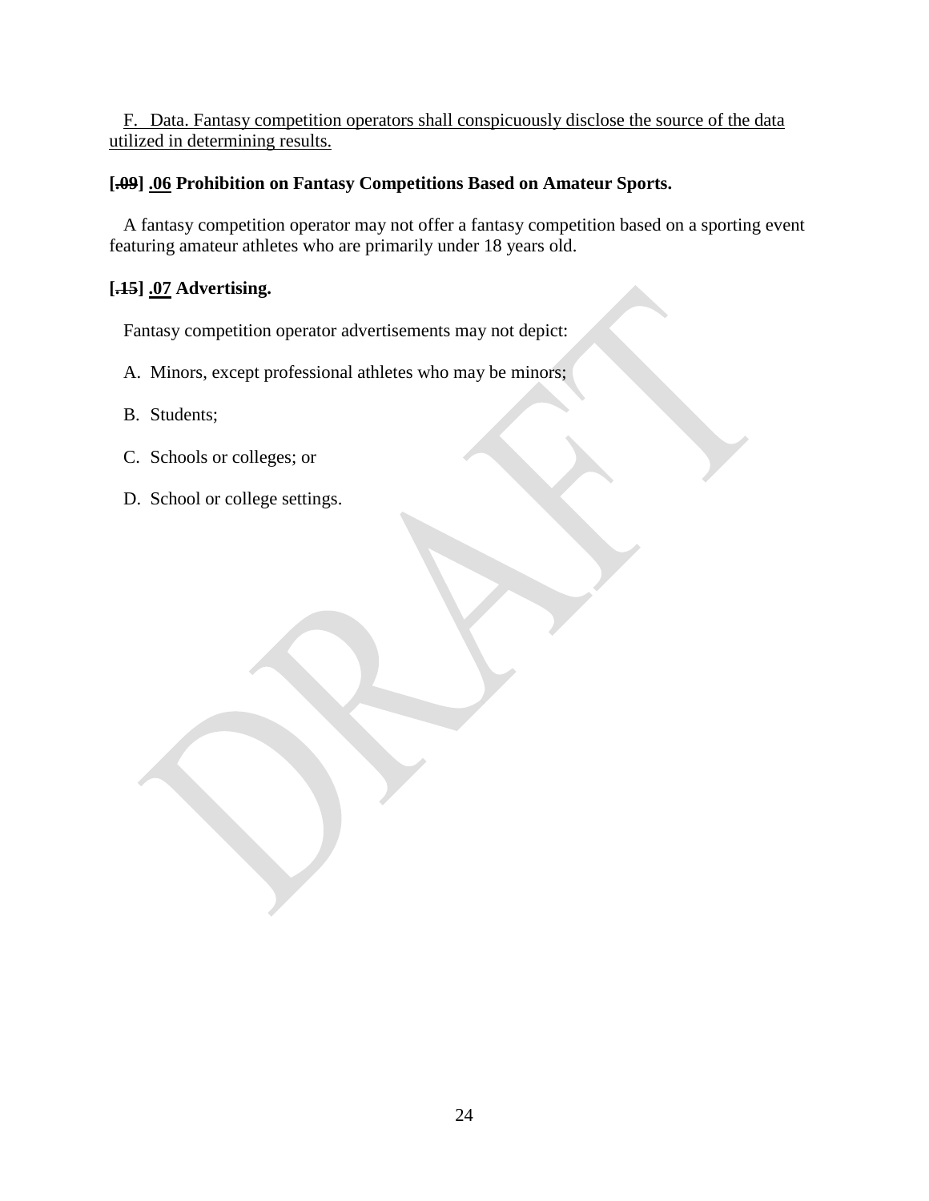F. Data. Fantasy competition operators shall conspicuously disclose the source of the data utilized in determining results.

**[~~.09~~] .06 Prohibition on Fantasy Competitions Based on Amateur Sports.**

A fantasy competition operator may not offer a fantasy competition based on a sporting event featuring amateur athletes who are primarily under 18 years old.

**[~~.15~~] .07 Advertising.**

Fantasy competition operator advertisements may not depict:

A. Minors, except professional athletes who may be minors;

B. Students;

C. Schools or colleges; or

D. School or college settings.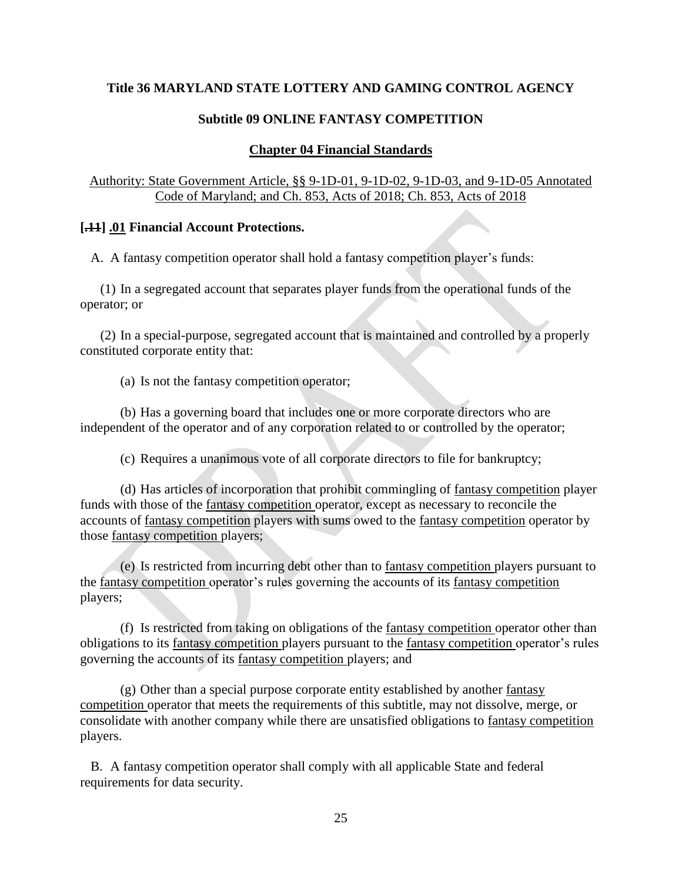**Title 36 MARYLAND STATE LOTTERY AND GAMING CONTROL AGENCY**

**Subtitle 09 ONLINE FANTASY COMPETITION**

**Chapter 04 Financial Standards**

Authority: State Government Article, §§ 9-1D-01, 9-1D-02, 9-1D-03, and 9-1D-05 Annotated Code of Maryland; and Ch. 853, Acts of 2018; Ch. 853, Acts of 2018

**[.11] .01 Financial Account Protections.**

A. A fantasy competition operator shall hold a fantasy competition player's funds:

(1) In a segregated account that separates player funds from the operational funds of the operator; or

(2) In a special-purpose, segregated account that is maintained and controlled by a properly constituted corporate entity that:

(a) Is not the fantasy competition operator;

(b) Has a governing board that includes one or more corporate directors who are independent of the operator and of any corporation related to or controlled by the operator;

(c) Requires a unanimous vote of all corporate directors to file for bankruptcy;

(d) Has articles of incorporation that prohibit commingling of fantasy competition player funds with those of the fantasy competition operator, except as necessary to reconcile the accounts of fantasy competition players with sums owed to the fantasy competition operator by those fantasy competition players;

(e) Is restricted from incurring debt other than to fantasy competition players pursuant to the fantasy competition operator's rules governing the accounts of its fantasy competition players;

(f) Is restricted from taking on obligations of the fantasy competition operator other than obligations to its fantasy competition players pursuant to the fantasy competition operator's rules governing the accounts of its fantasy competition players; and

(g) Other than a special purpose corporate entity established by another fantasy competition operator that meets the requirements of this subtitle, may not dissolve, merge, or consolidate with another company while there are unsatisfied obligations to fantasy competition players.

B. A fantasy competition operator shall comply with all applicable State and federal requirements for data security.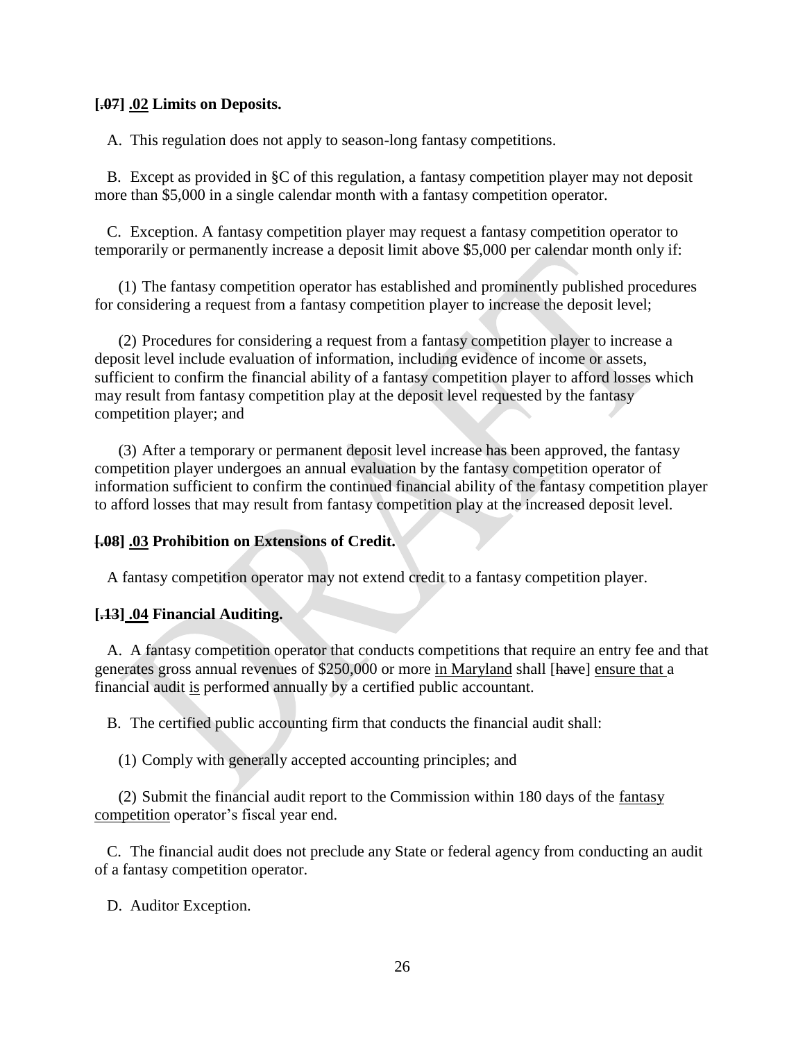**[~~.07~~] <u>.02</u> Limits on Deposits.**

A. This regulation does not apply to season-long fantasy competitions.

B. Except as provided in §C of this regulation, a fantasy competition player may not deposit more than $5,000 in a single calendar month with a fantasy competition operator.

C. Exception. A fantasy competition player may request a fantasy competition operator to temporarily or permanently increase a deposit limit above $5,000 per calendar month only if:

(1) The fantasy competition operator has established and prominently published procedures for considering a request from a fantasy competition player to increase the deposit level;

(2) Procedures for considering a request from a fantasy competition player to increase a deposit level include evaluation of information, including evidence of income or assets, sufficient to confirm the financial ability of a fantasy competition player to afford losses which may result from fantasy competition play at the deposit level requested by the fantasy competition player; and

(3) After a temporary or permanent deposit level increase has been approved, the fantasy competition player undergoes an annual evaluation by the fantasy competition operator of information sufficient to confirm the continued financial ability of the fantasy competition player to afford losses that may result from fantasy competition play at the increased deposit level.

**[~~.08~~] <u>.03</u> Prohibition on Extensions of Credit.**

A fantasy competition operator may not extend credit to a fantasy competition player.

**[~~.13~~] <u>.04</u> Financial Auditing.**

A. A fantasy competition operator that conducts competitions that require an entry fee and that generates gross annual revenues of $250,000 or more <u>in Maryland</u> shall [~~have~~] <u>ensure that</u> a financial audit <u>is</u> performed annually by a certified public accountant.

B. The certified public accounting firm that conducts the financial audit shall:

(1) Comply with generally accepted accounting principles; and

(2) Submit the financial audit report to the Commission within 180 days of the <u>fantasy competition</u> operator's fiscal year end.

C. The financial audit does not preclude any State or federal agency from conducting an audit of a fantasy competition operator.

D. Auditor Exception.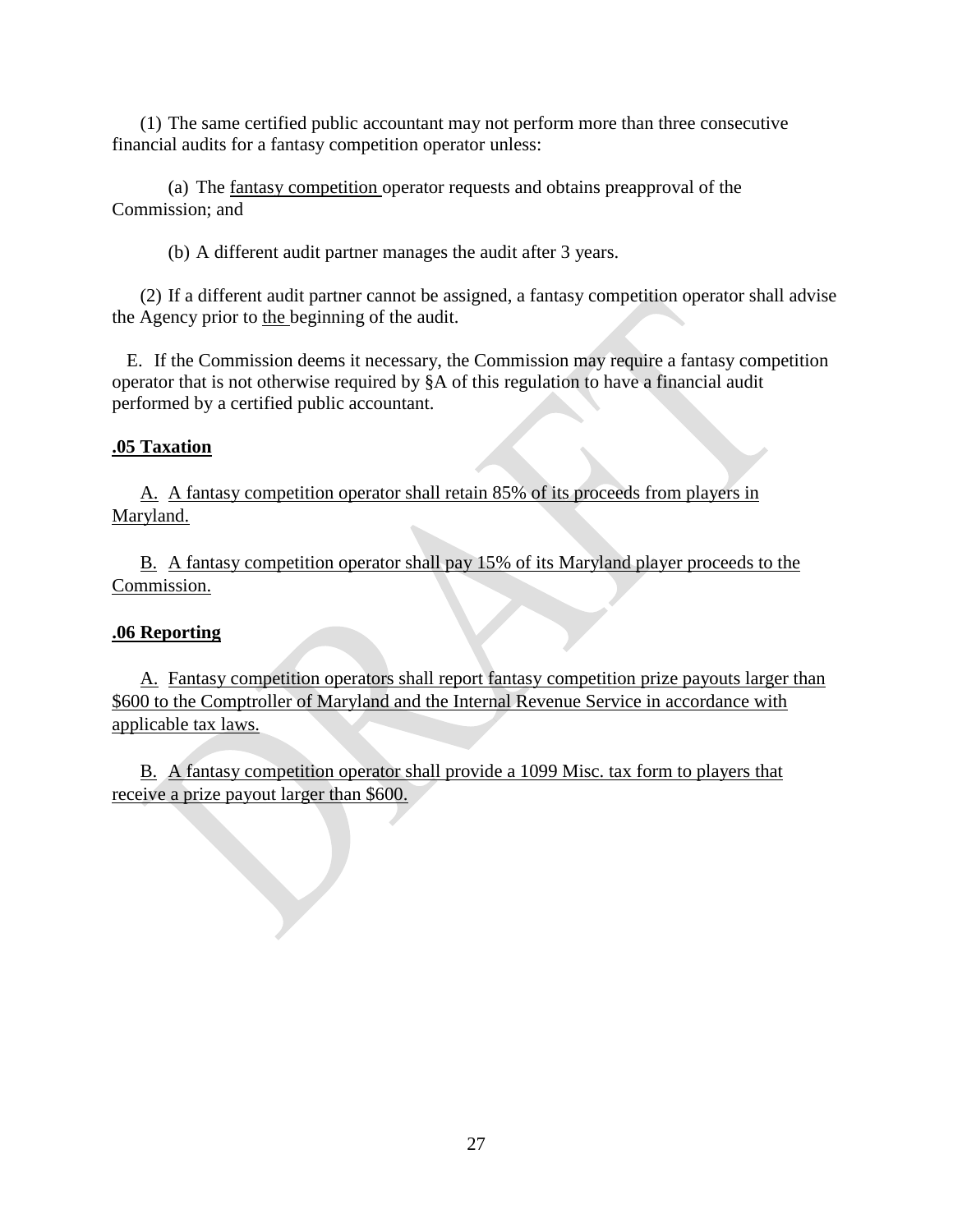(1) The same certified public accountant may not perform more than three consecutive financial audits for a fantasy competition operator unless:

(a) The fantasy competition operator requests and obtains preapproval of the Commission; and

(b) A different audit partner manages the audit after 3 years.

(2) If a different audit partner cannot be assigned, a fantasy competition operator shall advise the Agency prior to the beginning of the audit.

E. If the Commission deems it necessary, the Commission may require a fantasy competition operator that is not otherwise required by §A of this regulation to have a financial audit performed by a certified public accountant.

**.05 Taxation**

A. A fantasy competition operator shall retain 85% of its proceeds from players in Maryland.

B. A fantasy competition operator shall pay 15% of its Maryland player proceeds to the Commission.

**.06 Reporting**

A. Fantasy competition operators shall report fantasy competition prize payouts larger than $600 to the Comptroller of Maryland and the Internal Revenue Service in accordance with applicable tax laws.

B. A fantasy competition operator shall provide a 1099 Misc. tax form to players that receive a prize payout larger than $600.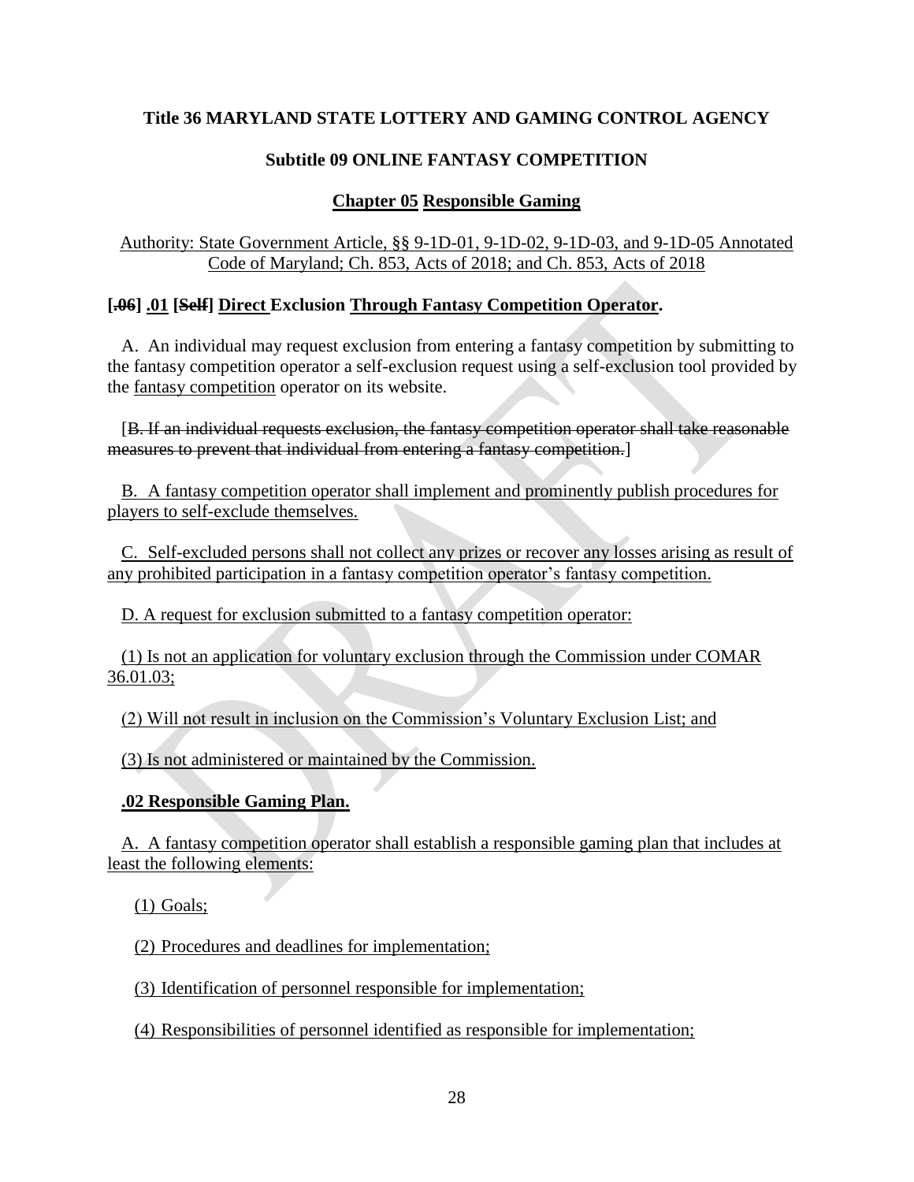**Title 36 MARYLAND STATE LOTTERY AND GAMING CONTROL AGENCY**

**Subtitle 09 ONLINE FANTASY COMPETITION**

**Chapter 05 Responsible Gaming**

Authority: State Government Article, §§ 9-1D-01, 9-1D-02, 9-1D-03, and 9-1D-05 Annotated Code of Maryland; Ch. 853, Acts of 2018; and Ch. 853, Acts of 2018

**[.06] .01 [Self] Direct Exclusion Through Fantasy Competition Operator.**

A. An individual may request exclusion from entering a fantasy competition by submitting to the fantasy competition operator a self-exclusion request using a self-exclusion tool provided by the fantasy competition operator on its website.

[~~B. If an individual requests exclusion, the fantasy competition operator shall take reasonable measures to prevent that individual from entering a fantasy competition.~~]

B. A fantasy competition operator shall implement and prominently publish procedures for players to self-exclude themselves.

C. Self-excluded persons shall not collect any prizes or recover any losses arising as result of any prohibited participation in a fantasy competition operator's fantasy competition.

D. A request for exclusion submitted to a fantasy competition operator:

(1) Is not an application for voluntary exclusion through the Commission under COMAR 36.01.03;

(2) Will not result in inclusion on the Commission's Voluntary Exclusion List; and

(3) Is not administered or maintained by the Commission.

**.02 Responsible Gaming Plan.**

A. A fantasy competition operator shall establish a responsible gaming plan that includes at least the following elements:

(1) Goals;

(2) Procedures and deadlines for implementation;

(3) Identification of personnel responsible for implementation;

(4) Responsibilities of personnel identified as responsible for implementation;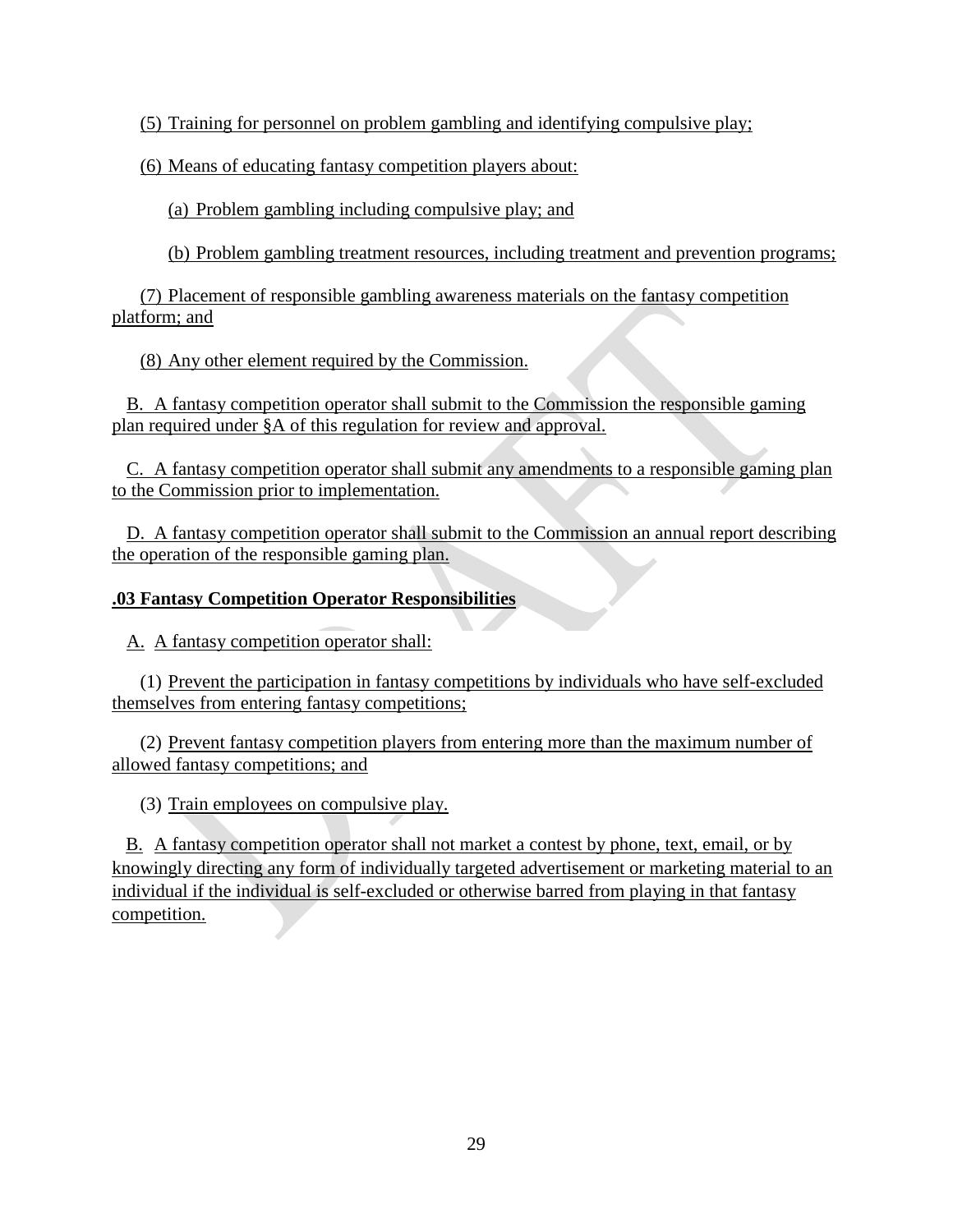(5) Training for personnel on problem gambling and identifying compulsive play;

(6) Means of educating fantasy competition players about:

(a) Problem gambling including compulsive play; and

(b) Problem gambling treatment resources, including treatment and prevention programs;

(7) Placement of responsible gambling awareness materials on the fantasy competition platform; and

(8) Any other element required by the Commission.

B. A fantasy competition operator shall submit to the Commission the responsible gaming plan required under §A of this regulation for review and approval.

C. A fantasy competition operator shall submit any amendments to a responsible gaming plan to the Commission prior to implementation.

D. A fantasy competition operator shall submit to the Commission an annual report describing the operation of the responsible gaming plan.

**.03 Fantasy Competition Operator Responsibilities**

A. A fantasy competition operator shall:

(1) Prevent the participation in fantasy competitions by individuals who have self-excluded themselves from entering fantasy competitions;

(2) Prevent fantasy competition players from entering more than the maximum number of allowed fantasy competitions; and

(3) Train employees on compulsive play.

B. A fantasy competition operator shall not market a contest by phone, text, email, or by knowingly directing any form of individually targeted advertisement or marketing material to an individual if the individual is self-excluded or otherwise barred from playing in that fantasy competition.